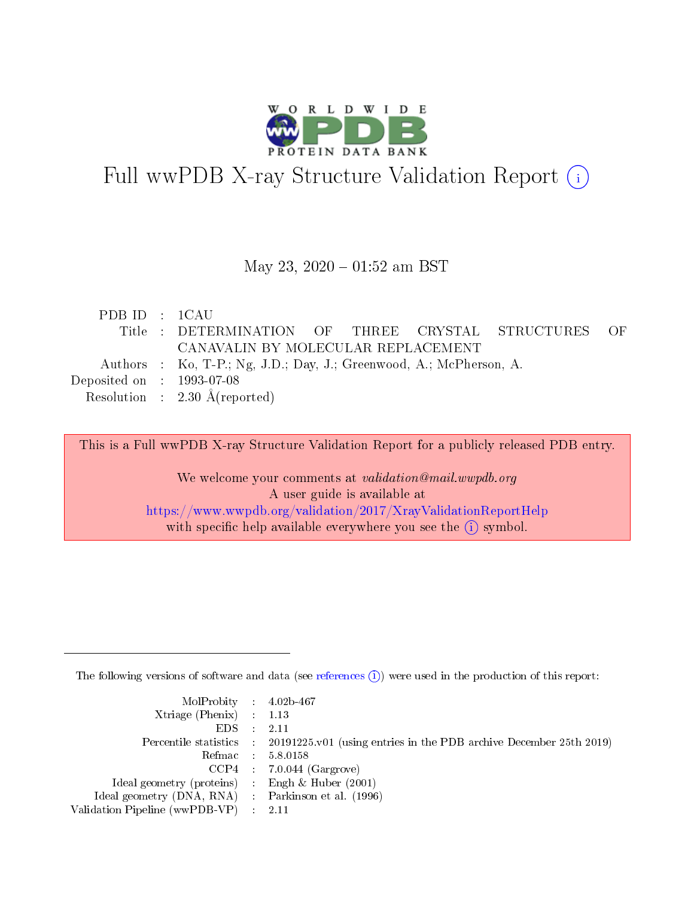# Full wwPDB X-ray Structure Validation Report (i)

May 23, 2020 – 01:52 am BST

| | | |
|---|---|---|
| PDB ID | : | 1CAU |
| Title | : | DETERMINATION OF THREE CRYSTAL STRUCTURES OF CANAVALIN BY MOLECULAR REPLACEMENT |
| Authors | : | Ko, T-P.; Ng, J.D.; Day, J.; Greenwood, A.; McPherson, A. |
| Deposited on | : | 1993-07-08 |
| Resolution | : | 2.30 Å(reported) |

This is a Full wwPDB X-ray Structure Validation Report for a publicly released PDB entry.

We welcome your comments at *validation@mail.wwpdb.org*
A user guide is available at
https://www.wwpdb.org/validation/2017/XrayValidationReportHelp
with specific help available everywhere you see the (i) symbol.

---

The following versions of software and data (see references (i)) were used in the production of this report:

| | | |
|---|---|---|
| MolProbity | : | 4.02b-467 |
| Xtriage (Phenix) | : | 1.13 |
| EDS | : | 2.11 |
| Percentile statistics | : | 20191225.v01 (using entries in the PDB archive December 25th 2019) |
| Refmac | : | 5.8.0158 |
| CCP4 | : | 7.0.044 (Gargrove) |
| Ideal geometry (proteins) | : | Engh & Huber (2001) |
| Ideal geometry (DNA, RNA) | : | Parkinson et al. (1996) |
| Validation Pipeline (wwPDB-VP) | : | 2.11 |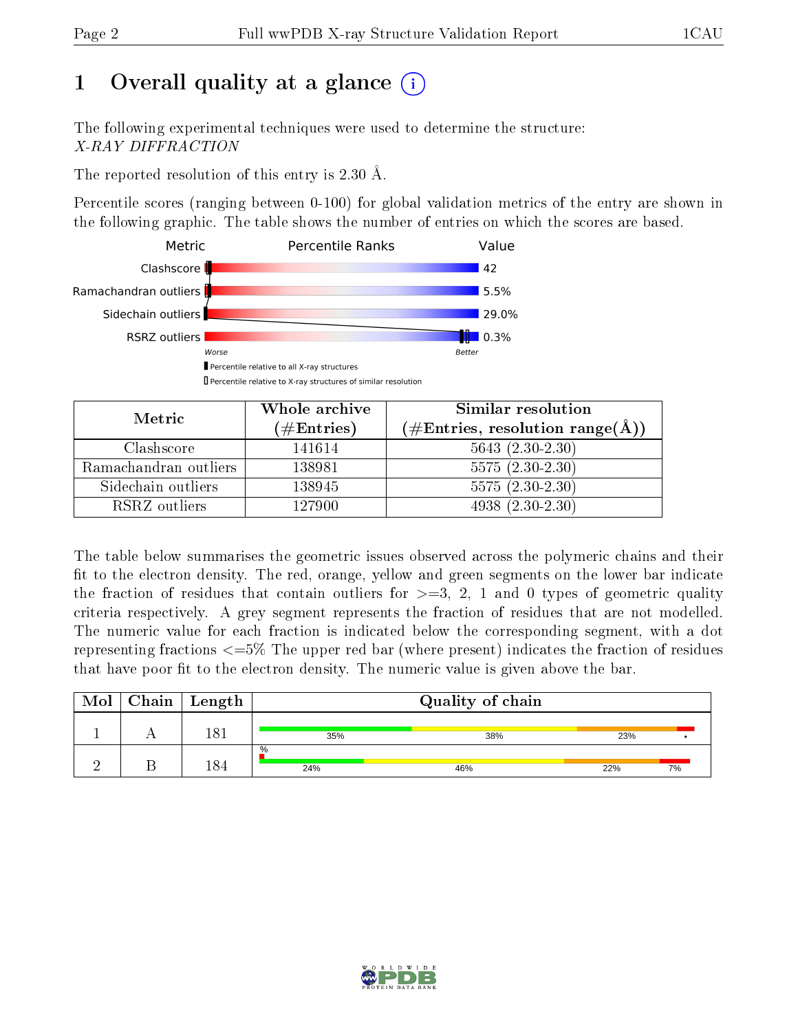# 1 Overall quality at a glance

The following experimental techniques were used to determine the structure:
*X-RAY DIFFRACTION*

The reported resolution of this entry is 2.30 Å.

Percentile scores (ranging between 0-100) for global validation metrics of the entry are shown in the following graphic. The table shows the number of entries on which the scores are based.

Metric
Percentile Ranks
Value
Clashscore
42
Ramachandran outliers
5.5%
Sidechain outliers
29.0%
RSRZ outliers
0.3%
Worse
Better
Percentile relative to all X-ray structures
Percentile relative to X-ray structures of similar resolution

| Metric | Whole archive (#Entries) | Similar resolution (#Entries, resolution range(Å)) |
|---|---|---|
| Clashscore | 141614 | 5643 (2.30-2.30) |
| Ramachandran outliers | 138981 | 5575 (2.30-2.30) |
| Sidechain outliers | 138945 | 5575 (2.30-2.30) |
| RSRZ outliers | 127900 | 4938 (2.30-2.30) |

The table below summarises the geometric issues observed across the polymeric chains and their fit to the electron density. The red, orange, yellow and green segments on the lower bar indicate the fraction of residues that contain outliers for >=3, 2, 1 and 0 types of geometric quality criteria respectively. A grey segment represents the fraction of residues that are not modelled. The numeric value for each fraction is indicated below the corresponding segment, with a dot representing fractions <=5% The upper red bar (where present) indicates the fraction of residues that have poor fit to the electron density. The numeric value is given above the bar.

| Mol | Chain | Length | Quality of chain |
|---|---|---|---|
| 1 | A | 181 | 35% 38% 23% • |
| 2 | B | 184 | % 24% 46% 22% 7% |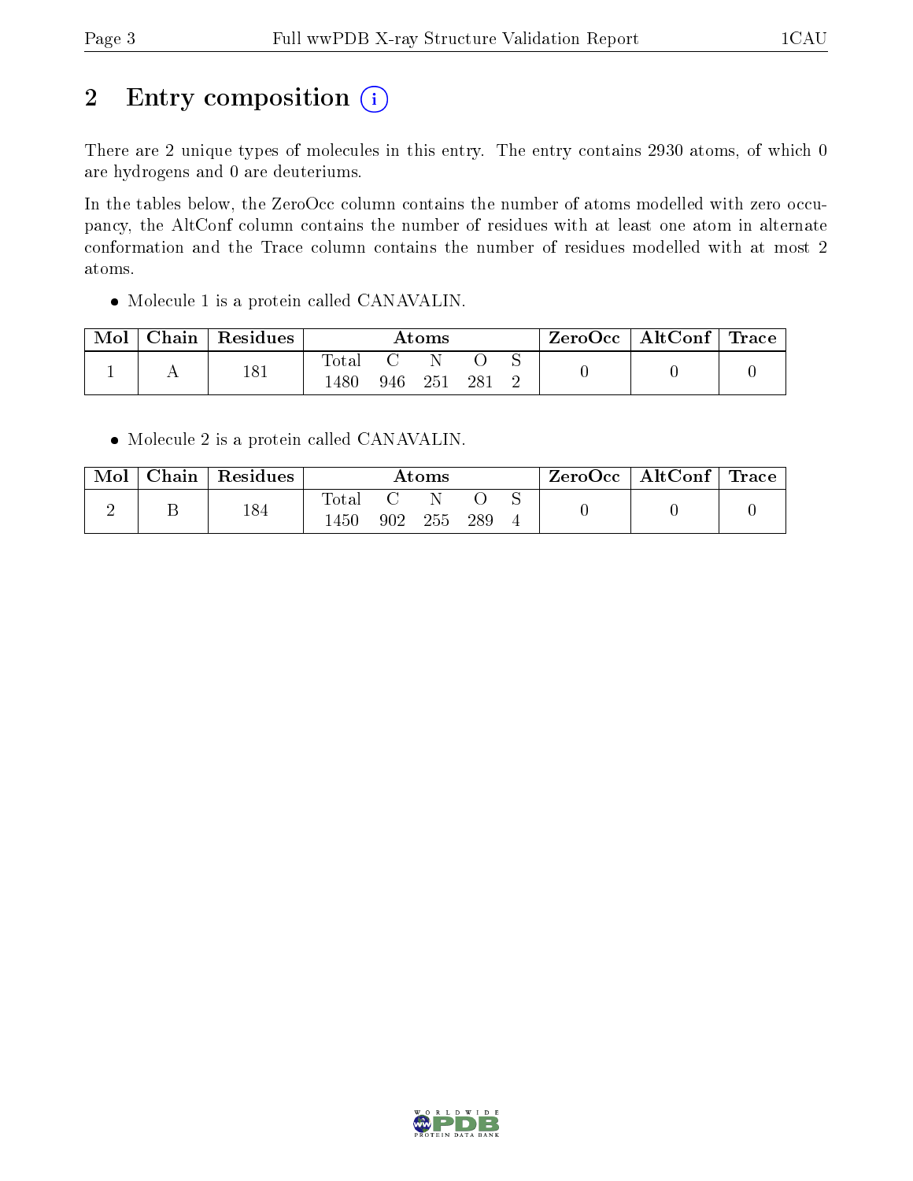# 2 Entry composition

There are 2 unique types of molecules in this entry. The entry contains 2930 atoms, of which 0 are hydrogens and 0 are deuteriums.

In the tables below, the ZeroOcc column contains the number of atoms modelled with zero occupancy, the AltConf column contains the number of residues with at least one atom in alternate conformation and the Trace column contains the number of residues modelled with at most 2 atoms.

- Molecule 1 is a protein called CANAVALIN.

| Mol | Chain | Residues | Atoms | | | | | ZeroOcc | AltConf | Trace |
|---|---|---|---|---|---|---|---|---|---|---|
| | | | Total | C | N | O | S | | | |
| 1 | A | 181 | 1480 | 946 | 251 | 281 | 2 | 0 | 0 | 0 |

- Molecule 2 is a protein called CANAVALIN.

| Mol | Chain | Residues | Atoms | | | | | ZeroOcc | AltConf | Trace |
|---|---|---|---|---|---|---|---|---|---|---|
| | | | Total | C | N | O | S | | | |
| 2 | B | 184 | 1450 | 902 | 255 | 289 | 4 | 0 | 0 | 0 |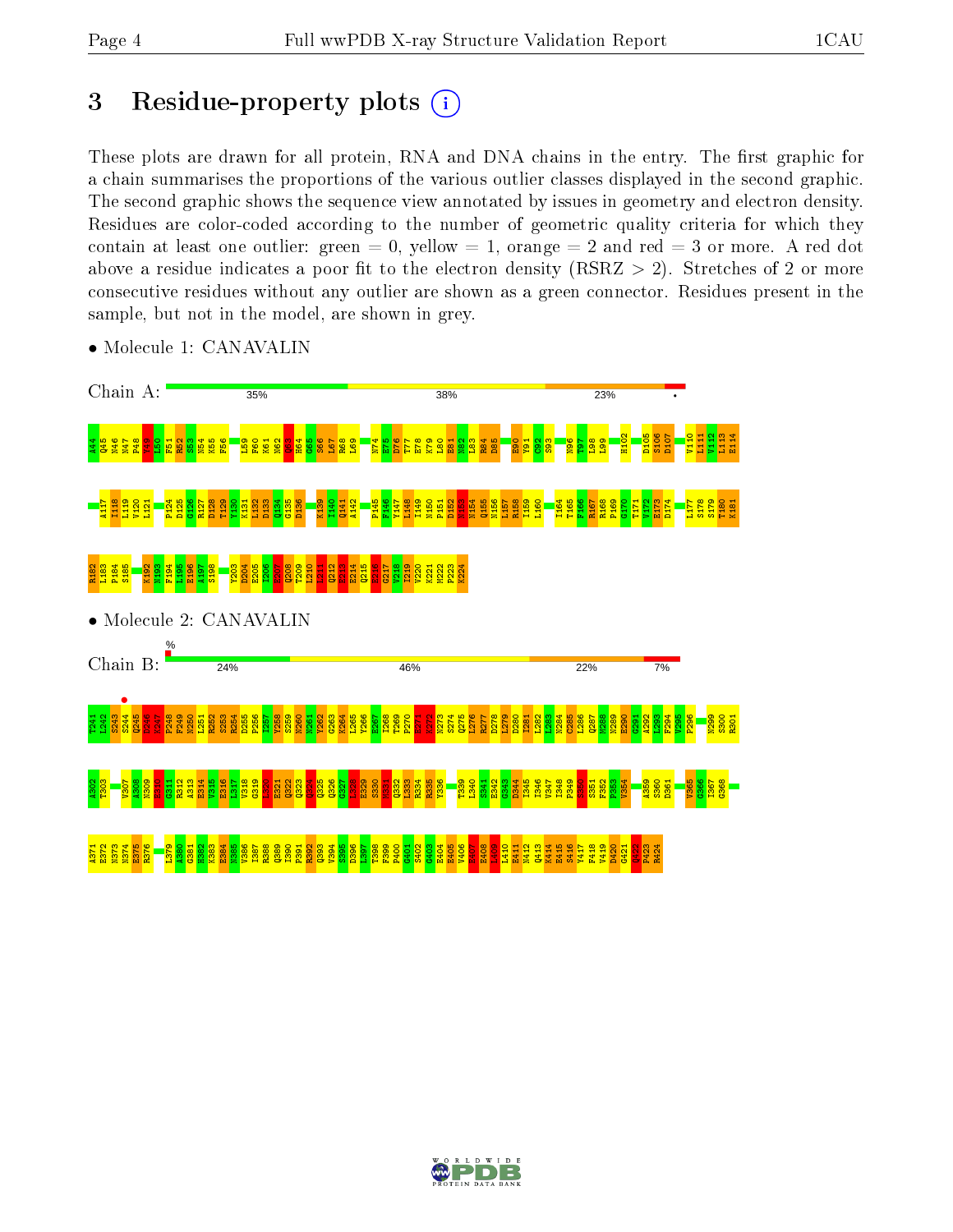# 3 Residue-property plots

These plots are drawn for all protein, RNA and DNA chains in the entry. The first graphic for a chain summarises the proportions of the various outlier classes displayed in the second graphic. The second graphic shows the sequence view annotated by issues in geometry and electron density. Residues are color-coded according to the number of geometric quality criteria for which they contain at least one outlier: green = 0, yellow = 1, orange = 2 and red = 3 or more. A red dot above a residue indicates a poor fit to the electron density (RSRZ > 2). Stretches of 2 or more consecutive residues without any outlier are shown as a green connector. Residues present in the sample, but not in the model, are shown in grey.

- Molecule 1: CANAVALIN

Chain A:

35%

38%

23%

•

A44 K45 N46 N47 P48 V49 L50 F51 R52 S53 N54 K55 F56 L59 F60 K61 N62 Q63 H65 G65 S66 L67 R68 L69 N74 E75 D76 T77 E78 K79 L80 E81 N82 L83 R84 D85 E90 Y91 C92 S93 N96 T97 L98 L99 H102 D105 S106 D107 V110 L111 V112 L113 E114 A117 T118 L119 V120 L121 F124 D125 G126 K127 D128 T129 Y130 K131 L132 D133 Q134 G135 D136 K139 I140 Q141 A142 P145 F146 Y147 L148 I149 N150 P151 D152 N153 N154 Q155 N156 L157 R158 I159 L160 I164 T165 F166 R167 R168 P169 G170 T171 V172 E173 D174 L177 S178 S179 T180 K181 R182 L183 P184 S185 K192 N193 F194 L195 E196 A197 S198 Y203 D204 E205 I206 E207 Q208 T209 L210 L211 Q212 E213 E214 Q215 F216 G217 V218 I219 V220 K221 M222 P223 K224

- Molecule 2: CANAVALIN

Chain B:

%

24%

46%

22%

7%

T241 L242 S243 S244 Q245 D246 K247 P248 F249 N250 L251 R252 S253 R254 D255 P256 I257 Y258 S259 N260 N261 Y262 G263 K264 L265 Y266 E267 I268 T269 P270 E271 K272 N273 S274 Q275 L276 R277 D278 L279 D280 I281 L282 L283 N284 C285 L286 Q287 M288 N289 E290 G291 A292 L293 F294 V295 P296 N299 S300 R301 A302 T303 V307 A308 N309 E310 G311 R312 A313 E314 V315 E316 L317 V318 G319 L320 E321 Q322 Q323 Q324 Q325 Q326 G327 L328 E329 S330 M331 Q332 L333 R334 R335 Y336 T339 L340 S341 E342 G343 D344 I345 I346 V347 I348 P349 S350 S351 F352 P353 V354 A359 S360 D361 V365 G366 I367 G368 I371 E372 S373 N374 E375 R376 L379 A380 G381 H382 K383 E384 N385 V386 I387 R388 Q389 I390 P391 R392 Q393 V394 S395 D396 L397 T398 F399 P400 G401 S402 G403 E404 E405 V406 E407 E408 L409 L410 E411 N412 Q413 K414 E415 S416 Y417 F418 V419 D420 G421 Q422 P423 R424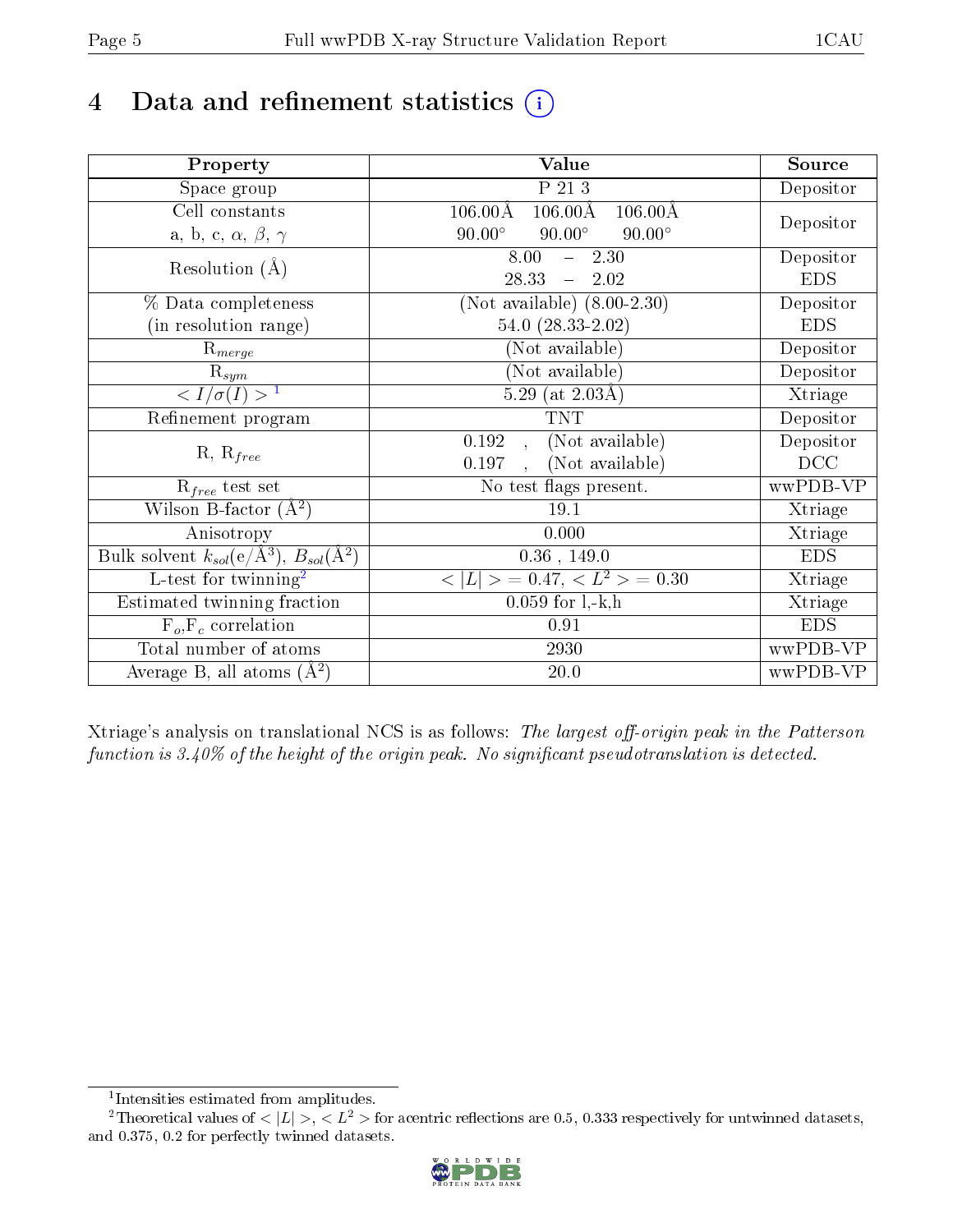# 4 Data and refinement statistics (i)

| Property | Value | Source |
|---|---|---|
| Space group | P 21 3 | Depositor |
| Cell constants<br>a, b, c, $\alpha$, $\beta$, $\gamma$ | 106.00Å 106.00Å 106.00Å<br>90.00° 90.00° 90.00° | Depositor |
| Resolution (Å) | 8.00 – 2.30<br>28.33 – 2.02 | Depositor<br>EDS |
| % Data completeness<br>(in resolution range) | (Not available) (8.00-2.30)<br>54.0 (28.33-2.02) | Depositor<br>EDS |
| $R_{merge}$ | (Not available) | Depositor |
| $R_{sym}$ | (Not available) | Depositor |
| $< I/\sigma(I) >$ [1] | 5.29 (at 2.03Å) | Xtriage |
| Refinement program | TNT | Depositor |
| R, $R_{free}$ | 0.192 , (Not available)<br>0.197 , (Not available) | Depositor<br>DCC |
| $R_{free}$ test set | No test flags present. | wwPDB-VP |
| Wilson B-factor (Å$^2$) | 19.1 | Xtriage |
| Anisotropy | 0.000 | Xtriage |
| Bulk solvent $k_{sol}$(e/Å$^3$), $B_{sol}$(Å$^2$) | 0.36 , 149.0 | EDS |
| L-test for twinning[2] | $< \|L\| >$ = 0.47, $< L^2 >$ = 0.30 | Xtriage |
| Estimated twinning fraction | 0.059 for l,-k,h | Xtriage |
| $F_o$,$F_c$ correlation | 0.91 | EDS |
| Total number of atoms | 2930 | wwPDB-VP |
| Average B, all atoms (Å$^2$) | 20.0 | wwPDB-VP |

Xtriage's analysis on translational NCS is as follows: *The largest off-origin peak in the Patterson function is 3.40% of the height of the origin peak. No significant pseudotranslation is detected.*

[1] Intensities estimated from amplitudes.

[2] Theoretical values of $< |L| >$, $< L^2 >$ for acentric reflections are 0.5, 0.333 respectively for untwinned datasets, and 0.375, 0.2 for perfectly twinned datasets.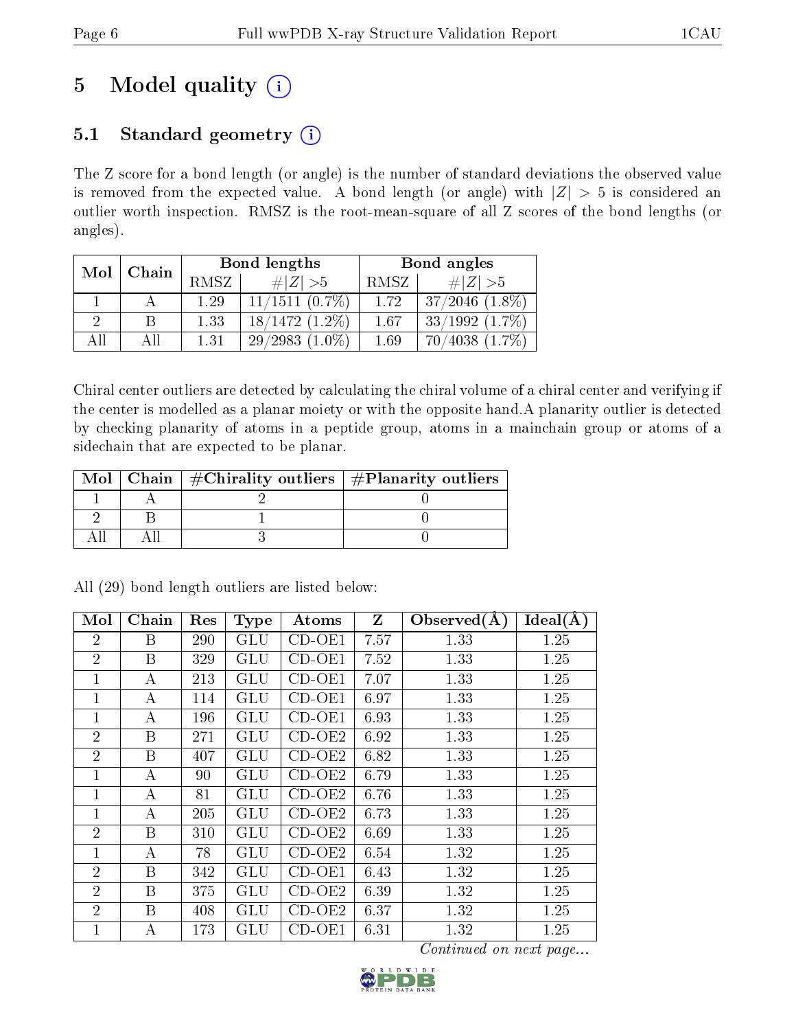# 5 Model quality (i)

## 5.1 Standard geometry (i)

The Z score for a bond length (or angle) is the number of standard deviations the observed value is removed from the expected value. A bond length (or angle) with $|Z| > 5$ is considered an outlier worth inspection. RMSZ is the root-mean-square of all Z scores of the bond lengths (or angles).

| Mol | Chain | Bond lengths | | Bond angles | |
|---|---|---|---|---|---|
| | | RMSZ | $\#\|Z\| >5$ | RMSZ | $\#\|Z\| >5$ |
| 1 | A | 1.29 | 11/1511 (0.7%) | 1.72 | 37/2046 (1.8%) |
| 2 | B | 1.33 | 18/1472 (1.2%) | 1.67 | 33/1992 (1.7%) |
| All | All | 1.31 | 29/2983 (1.0%) | 1.69 | 70/4038 (1.7%) |

Chiral center outliers are detected by calculating the chiral volume of a chiral center and verifying if the center is modelled as a planar moiety or with the opposite hand.A planarity outlier is detected by checking planarity of atoms in a peptide group, atoms in a mainchain group or atoms of a sidechain that are expected to be planar.

| Mol | Chain | #Chirality outliers | #Planarity outliers |
|---|---|---|---|
| 1 | A | 2 | 0 |
| 2 | B | 1 | 0 |
| All | All | 3 | 0 |

All (29) bond length outliers are listed below:

| Mol | Chain | Res | Type | Atoms | Z | Observed(Å) | Ideal(Å) |
|---|---|---|---|---|---|---|---|
| 2 | B | 290 | GLU | CD-OE1 | 7.57 | 1.33 | 1.25 |
| 2 | B | 329 | GLU | CD-OE1 | 7.52 | 1.33 | 1.25 |
| 1 | A | 213 | GLU | CD-OE1 | 7.07 | 1.33 | 1.25 |
| 1 | A | 114 | GLU | CD-OE1 | 6.97 | 1.33 | 1.25 |
| 1 | A | 196 | GLU | CD-OE1 | 6.93 | 1.33 | 1.25 |
| 2 | B | 271 | GLU | CD-OE2 | 6.92 | 1.33 | 1.25 |
| 2 | B | 407 | GLU | CD-OE2 | 6.82 | 1.33 | 1.25 |
| 1 | A | 90 | GLU | CD-OE2 | 6.79 | 1.33 | 1.25 |
| 1 | A | 81 | GLU | CD-OE2 | 6.76 | 1.33 | 1.25 |
| 1 | A | 205 | GLU | CD-OE2 | 6.73 | 1.33 | 1.25 |
| 2 | B | 310 | GLU | CD-OE2 | 6.69 | 1.33 | 1.25 |
| 1 | A | 78 | GLU | CD-OE2 | 6.54 | 1.32 | 1.25 |
| 2 | B | 342 | GLU | CD-OE1 | 6.43 | 1.32 | 1.25 |
| 2 | B | 375 | GLU | CD-OE2 | 6.39 | 1.32 | 1.25 |
| 2 | B | 408 | GLU | CD-OE2 | 6.37 | 1.32 | 1.25 |
| 1 | A | 173 | GLU | CD-OE1 | 6.31 | 1.32 | 1.25 |

*Continued on next page...*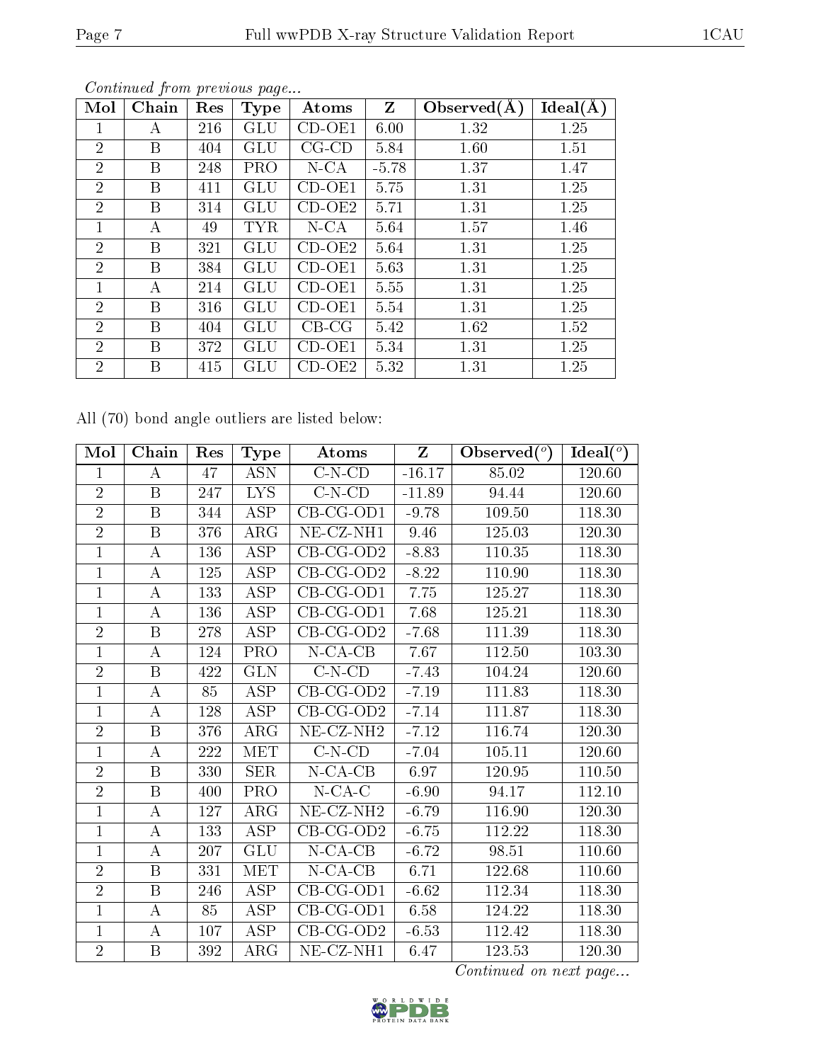*Continued from previous page...*

| Mol | Chain | Res | Type | Atoms | Z | Observed(Å) | Ideal(Å) |
|---|---|---|---|---|---|---|---|
| 1 | A | 216 | GLU | CD-OE1 | 6.00 | 1.32 | 1.25 |
| 2 | B | 404 | GLU | CG-CD | 5.84 | 1.60 | 1.51 |
| 2 | B | 248 | PRO | N-CA | -5.78 | 1.37 | 1.47 |
| 2 | B | 411 | GLU | CD-OE1 | 5.75 | 1.31 | 1.25 |
| 2 | B | 314 | GLU | CD-OE2 | 5.71 | 1.31 | 1.25 |
| 1 | A | 49 | TYR | N-CA | 5.64 | 1.57 | 1.46 |
| 2 | B | 321 | GLU | CD-OE2 | 5.64 | 1.31 | 1.25 |
| 2 | B | 384 | GLU | CD-OE1 | 5.63 | 1.31 | 1.25 |
| 1 | A | 214 | GLU | CD-OE1 | 5.55 | 1.31 | 1.25 |
| 2 | B | 316 | GLU | CD-OE1 | 5.54 | 1.31 | 1.25 |
| 2 | B | 404 | GLU | CB-CG | 5.42 | 1.62 | 1.52 |
| 2 | B | 372 | GLU | CD-OE1 | 5.34 | 1.31 | 1.25 |
| 2 | B | 415 | GLU | CD-OE2 | 5.32 | 1.31 | 1.25 |

All (70) bond angle outliers are listed below:

| Mol | Chain | Res | Type | Atoms | Z | Observed(°) | Ideal(°) |
|---|---|---|---|---|---|---|---|
| 1 | A | 47 | ASN | C-N-CD | -16.17 | 85.02 | 120.60 |
| 2 | B | 247 | LYS | C-N-CD | -11.89 | 94.44 | 120.60 |
| 2 | B | 344 | ASP | CB-CG-OD1 | -9.78 | 109.50 | 118.30 |
| 2 | B | 376 | ARG | NE-CZ-NH1 | 9.46 | 125.03 | 120.30 |
| 1 | A | 136 | ASP | CB-CG-OD2 | -8.83 | 110.35 | 118.30 |
| 1 | A | 125 | ASP | CB-CG-OD2 | -8.22 | 110.90 | 118.30 |
| 1 | A | 133 | ASP | CB-CG-OD1 | 7.75 | 125.27 | 118.30 |
| 1 | A | 136 | ASP | CB-CG-OD1 | 7.68 | 125.21 | 118.30 |
| 2 | B | 278 | ASP | CB-CG-OD2 | -7.68 | 111.39 | 118.30 |
| 1 | A | 124 | PRO | N-CA-CB | 7.67 | 112.50 | 103.30 |
| 2 | B | 422 | GLN | C-N-CD | -7.43 | 104.24 | 120.60 |
| 1 | A | 85 | ASP | CB-CG-OD2 | -7.19 | 111.83 | 118.30 |
| 1 | A | 128 | ASP | CB-CG-OD2 | -7.14 | 111.87 | 118.30 |
| 2 | B | 376 | ARG | NE-CZ-NH2 | -7.12 | 116.74 | 120.30 |
| 1 | A | 222 | MET | C-N-CD | -7.04 | 105.11 | 120.60 |
| 2 | B | 330 | SER | N-CA-CB | 6.97 | 120.95 | 110.50 |
| 2 | B | 400 | PRO | N-CA-C | -6.90 | 94.17 | 112.10 |
| 1 | A | 127 | ARG | NE-CZ-NH2 | -6.79 | 116.90 | 120.30 |
| 1 | A | 133 | ASP | CB-CG-OD2 | -6.75 | 112.22 | 118.30 |
| 1 | A | 207 | GLU | N-CA-CB | -6.72 | 98.51 | 110.60 |
| 2 | B | 331 | MET | N-CA-CB | 6.71 | 122.68 | 110.60 |
| 2 | B | 246 | ASP | CB-CG-OD1 | -6.62 | 112.34 | 118.30 |
| 1 | A | 85 | ASP | CB-CG-OD1 | 6.58 | 124.22 | 118.30 |
| 1 | A | 107 | ASP | CB-CG-OD2 | -6.53 | 112.42 | 118.30 |
| 2 | B | 392 | ARG | NE-CZ-NH1 | 6.47 | 123.53 | 120.30 |

*Continued on next page...*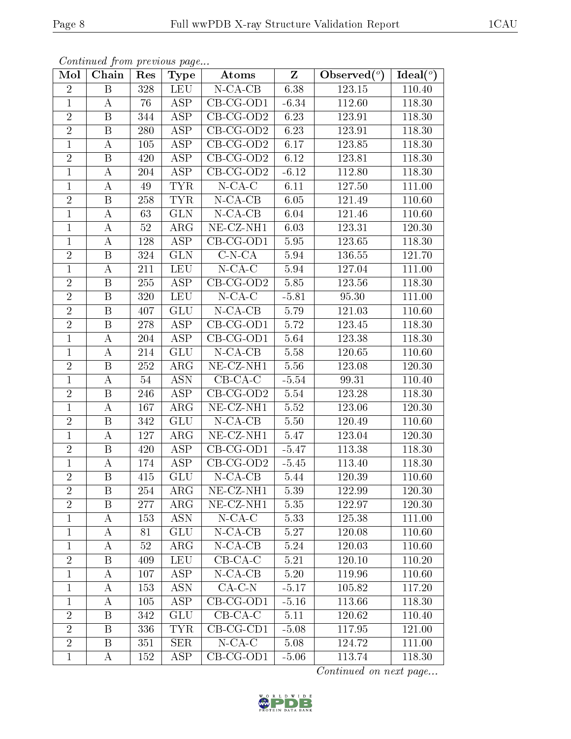*Continued from previous page...*

| Mol | Chain | Res | Type | Atoms | Z | Observed(°) | Ideal(°) |
|---|---|---|---|---|---|---|---|
| 2 | B | 328 | LEU | N-CA-CB | 6.38 | 123.15 | 110.40 |
| 1 | A | 76 | ASP | CB-CG-OD1 | -6.34 | 112.60 | 118.30 |
| 2 | B | 344 | ASP | CB-CG-OD2 | 6.23 | 123.91 | 118.30 |
| 2 | B | 280 | ASP | CB-CG-OD2 | 6.23 | 123.91 | 118.30 |
| 1 | A | 105 | ASP | CB-CG-OD2 | 6.17 | 123.85 | 118.30 |
| 2 | B | 420 | ASP | CB-CG-OD2 | 6.12 | 123.81 | 118.30 |
| 1 | A | 204 | ASP | CB-CG-OD2 | -6.12 | 112.80 | 118.30 |
| 1 | A | 49 | TYR | N-CA-C | 6.11 | 127.50 | 111.00 |
| 2 | B | 258 | TYR | N-CA-CB | 6.05 | 121.49 | 110.60 |
| 1 | A | 63 | GLN | N-CA-CB | 6.04 | 121.46 | 110.60 |
| 1 | A | 52 | ARG | NE-CZ-NH1 | 6.03 | 123.31 | 120.30 |
| 1 | A | 128 | ASP | CB-CG-OD1 | 5.95 | 123.65 | 118.30 |
| 2 | B | 324 | GLN | C-N-CA | 5.94 | 136.55 | 121.70 |
| 1 | A | 211 | LEU | N-CA-C | 5.94 | 127.04 | 111.00 |
| 2 | B | 255 | ASP | CB-CG-OD2 | 5.85 | 123.56 | 118.30 |
| 2 | B | 320 | LEU | N-CA-C | -5.81 | 95.30 | 111.00 |
| 2 | B | 407 | GLU | N-CA-CB | 5.79 | 121.03 | 110.60 |
| 2 | B | 278 | ASP | CB-CG-OD1 | 5.72 | 123.45 | 118.30 |
| 1 | A | 204 | ASP | CB-CG-OD1 | 5.64 | 123.38 | 118.30 |
| 1 | A | 214 | GLU | N-CA-CB | 5.58 | 120.65 | 110.60 |
| 2 | B | 252 | ARG | NE-CZ-NH1 | 5.56 | 123.08 | 120.30 |
| 1 | A | 54 | ASN | CB-CA-C | -5.54 | 99.31 | 110.40 |
| 2 | B | 246 | ASP | CB-CG-OD2 | 5.54 | 123.28 | 118.30 |
| 1 | A | 167 | ARG | NE-CZ-NH1 | 5.52 | 123.06 | 120.30 |
| 2 | B | 342 | GLU | N-CA-CB | 5.50 | 120.49 | 110.60 |
| 1 | A | 127 | ARG | NE-CZ-NH1 | 5.47 | 123.04 | 120.30 |
| 2 | B | 420 | ASP | CB-CG-OD1 | -5.47 | 113.38 | 118.30 |
| 1 | A | 174 | ASP | CB-CG-OD2 | -5.45 | 113.40 | 118.30 |
| 2 | B | 415 | GLU | N-CA-CB | 5.44 | 120.39 | 110.60 |
| 2 | B | 254 | ARG | NE-CZ-NH1 | 5.39 | 122.99 | 120.30 |
| 2 | B | 277 | ARG | NE-CZ-NH1 | 5.35 | 122.97 | 120.30 |
| 1 | A | 153 | ASN | N-CA-C | 5.33 | 125.38 | 111.00 |
| 1 | A | 81 | GLU | N-CA-CB | 5.27 | 120.08 | 110.60 |
| 1 | A | 52 | ARG | N-CA-CB | 5.24 | 120.03 | 110.60 |
| 2 | B | 409 | LEU | CB-CA-C | 5.21 | 120.10 | 110.20 |
| 1 | A | 107 | ASP | N-CA-CB | 5.20 | 119.96 | 110.60 |
| 1 | A | 153 | ASN | CA-C-N | -5.17 | 105.82 | 117.20 |
| 1 | A | 105 | ASP | CB-CG-OD1 | -5.16 | 113.66 | 118.30 |
| 2 | B | 342 | GLU | CB-CA-C | 5.11 | 120.62 | 110.40 |
| 2 | B | 336 | TYR | CB-CG-CD1 | -5.08 | 117.95 | 121.00 |
| 2 | B | 351 | SER | N-CA-C | 5.08 | 124.72 | 111.00 |
| 1 | A | 152 | ASP | CB-CG-OD1 | -5.06 | 113.74 | 118.30 |

*Continued on next page...*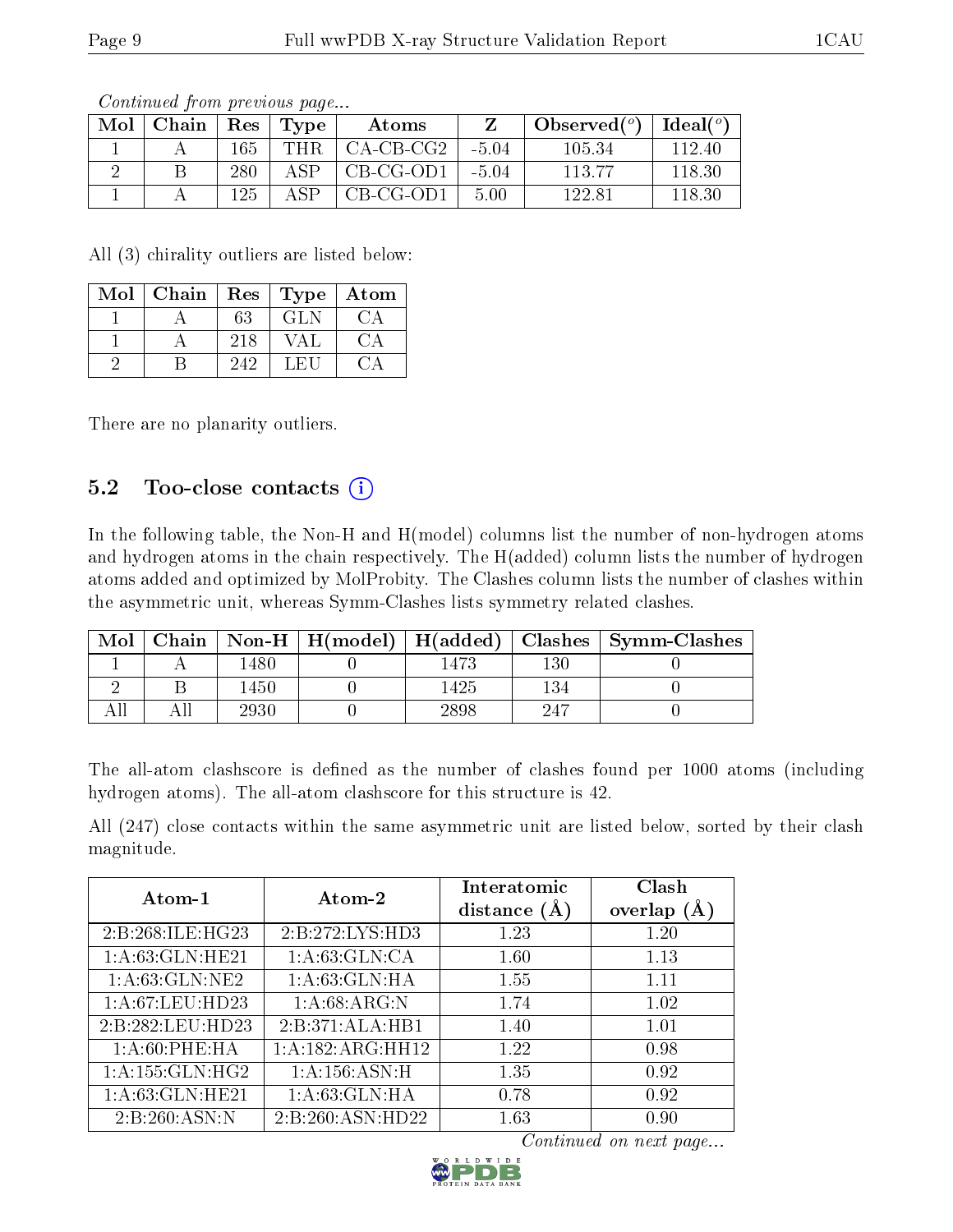*Continued from previous page...*

| Mol | Chain | Res | Type | Atoms | Z | Observed(°) | Ideal(°) |
|---|---|---|---|---|---|---|---|
| 1 | A | 165 | THR | CA-CB-CG2 | -5.04 | 105.34 | 112.40 |
| 2 | B | 280 | ASP | CB-CG-OD1 | -5.04 | 113.77 | 118.30 |
| 1 | A | 125 | ASP | CB-CG-OD1 | 5.00 | 122.81 | 118.30 |

All (3) chirality outliers are listed below:

| Mol | Chain | Res | Type | Atom |
|---|---|---|---|---|
| 1 | A | 63 | GLN | CA |
| 1 | A | 218 | VAL | CA |
| 2 | B | 242 | LEU | CA |

There are no planarity outliers.

### 5.2 Too-close contacts

In the following table, the Non-H and H(model) columns list the number of non-hydrogen atoms and hydrogen atoms in the chain respectively. The H(added) column lists the number of hydrogen atoms added and optimized by MolProbity. The Clashes column lists the number of clashes within the asymmetric unit, whereas Symm-Clashes lists symmetry related clashes.

| Mol | Chain | Non-H | H(model) | H(added) | Clashes | Symm-Clashes |
|---|---|---|---|---|---|---|
| 1 | A | 1480 | 0 | 1473 | 130 | 0 |
| 2 | B | 1450 | 0 | 1425 | 134 | 0 |
| All | All | 2930 | 0 | 2898 | 247 | 0 |

The all-atom clashscore is defined as the number of clashes found per 1000 atoms (including hydrogen atoms). The all-atom clashscore for this structure is 42.

All (247) close contacts within the same asymmetric unit are listed below, sorted by their clash magnitude.

| Atom-1 | Atom-2 | Interatomic distance (Å) | Clash overlap (Å) |
|---|---|---|---|
| 2:B:268:ILE:HG23 | 2:B:272:LYS:HD3 | 1.23 | 1.20 |
| 1:A:63:GLN:HE21 | 1:A:63:GLN:CA | 1.60 | 1.13 |
| 1:A:63:GLN:NE2 | 1:A:63:GLN:HA | 1.55 | 1.11 |
| 1:A:67:LEU:HD23 | 1:A:68:ARG:N | 1.74 | 1.02 |
| 2:B:282:LEU:HD23 | 2:B:371:ALA:HB1 | 1.40 | 1.01 |
| 1:A:60:PHE:HA | 1:A:182:ARG:HH12 | 1.22 | 0.98 |
| 1:A:155:GLN:HG2 | 1:A:156:ASN:H | 1.35 | 0.92 |
| 1:A:63:GLN:HE21 | 1:A:63:GLN:HA | 0.78 | 0.92 |
| 2:B:260:ASN:N | 2:B:260:ASN:HD22 | 1.63 | 0.90 |

*Continued on next page...*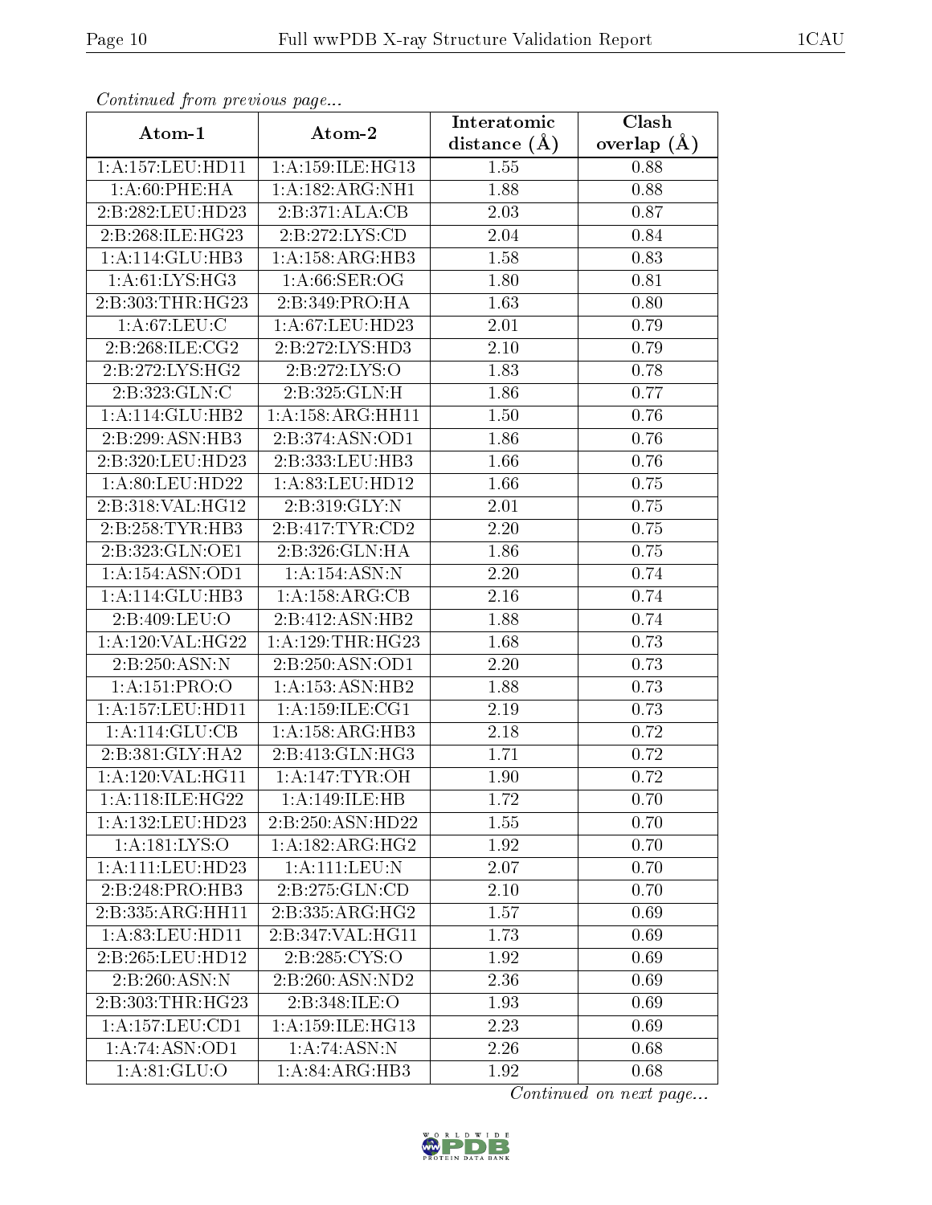*Continued from previous page...*

| Atom-1 | Atom-2 | Interatomic distance (Å) | Clash overlap (Å) |
|---|---|---|---|
| 1:A:157:LEU:HD11 | 1:A:159:ILE:HG13 | 1.55 | 0.88 |
| 1:A:60:PHE:HA | 1:A:182:ARG:NH1 | 1.88 | 0.88 |
| 2:B:282:LEU:HD23 | 2:B:371:ALA:CB | 2.03 | 0.87 |
| 2:B:268:ILE:HG23 | 2:B:272:LYS:CD | 2.04 | 0.84 |
| 1:A:114:GLU:HB3 | 1:A:158:ARG:HB3 | 1.58 | 0.83 |
| 1:A:61:LYS:HG3 | 1:A:66:SER:OG | 1.80 | 0.81 |
| 2:B:303:THR:HG23 | 2:B:349:PRO:HA | 1.63 | 0.80 |
| 1:A:67:LEU:C | 1:A:67:LEU:HD23 | 2.01 | 0.79 |
| 2:B:268:ILE:CG2 | 2:B:272:LYS:HD3 | 2.10 | 0.79 |
| 2:B:272:LYS:HG2 | 2:B:272:LYS:O | 1.83 | 0.78 |
| 2:B:323:GLN:C | 2:B:325:GLN:H | 1.86 | 0.77 |
| 1:A:114:GLU:HB2 | 1:A:158:ARG:HH11 | 1.50 | 0.76 |
| 2:B:299:ASN:HB3 | 2:B:374:ASN:OD1 | 1.86 | 0.76 |
| 2:B:320:LEU:HD23 | 2:B:333:LEU:HB3 | 1.66 | 0.76 |
| 1:A:80:LEU:HD22 | 1:A:83:LEU:HD12 | 1.66 | 0.75 |
| 2:B:318:VAL:HG12 | 2:B:319:GLY:N | 2.01 | 0.75 |
| 2:B:258:TYR:HB3 | 2:B:417:TYR:CD2 | 2.20 | 0.75 |
| 2:B:323:GLN:OE1 | 2:B:326:GLN:HA | 1.86 | 0.75 |
| 1:A:154:ASN:OD1 | 1:A:154:ASN:N | 2.20 | 0.74 |
| 1:A:114:GLU:HB3 | 1:A:158:ARG:CB | 2.16 | 0.74 |
| 2:B:409:LEU:O | 2:B:412:ASN:HB2 | 1.88 | 0.74 |
| 1:A:120:VAL:HG22 | 1:A:129:THR:HG23 | 1.68 | 0.73 |
| 2:B:250:ASN:N | 2:B:250:ASN:OD1 | 2.20 | 0.73 |
| 1:A:151:PRO:O | 1:A:153:ASN:HB2 | 1.88 | 0.73 |
| 1:A:157:LEU:HD11 | 1:A:159:ILE:CG1 | 2.19 | 0.73 |
| 1:A:114:GLU:CB | 1:A:158:ARG:HB3 | 2.18 | 0.72 |
| 2:B:381:GLY:HA2 | 2:B:413:GLN:HG3 | 1.71 | 0.72 |
| 1:A:120:VAL:HG11 | 1:A:147:TYR:OH | 1.90 | 0.72 |
| 1:A:118:ILE:HG22 | 1:A:149:ILE:HB | 1.72 | 0.70 |
| 1:A:132:LEU:HD23 | 2:B:250:ASN:HD22 | 1.55 | 0.70 |
| 1:A:181:LYS:O | 1:A:182:ARG:HG2 | 1.92 | 0.70 |
| 1:A:111:LEU:HD23 | 1:A:111:LEU:N | 2.07 | 0.70 |
| 2:B:248:PRO:HB3 | 2:B:275:GLN:CD | 2.10 | 0.70 |
| 2:B:335:ARG:HH11 | 2:B:335:ARG:HG2 | 1.57 | 0.69 |
| 1:A:83:LEU:HD11 | 2:B:347:VAL:HG11 | 1.73 | 0.69 |
| 2:B:265:LEU:HD12 | 2:B:285:CYS:O | 1.92 | 0.69 |
| 2:B:260:ASN:N | 2:B:260:ASN:ND2 | 2.36 | 0.69 |
| 2:B:303:THR:HG23 | 2:B:348:ILE:O | 1.93 | 0.69 |
| 1:A:157:LEU:CD1 | 1:A:159:ILE:HG13 | 2.23 | 0.69 |
| 1:A:74:ASN:OD1 | 1:A:74:ASN:N | 2.26 | 0.68 |
| 1:A:81:GLU:O | 1:A:84:ARG:HB3 | 1.92 | 0.68 |

*Continued on next page...*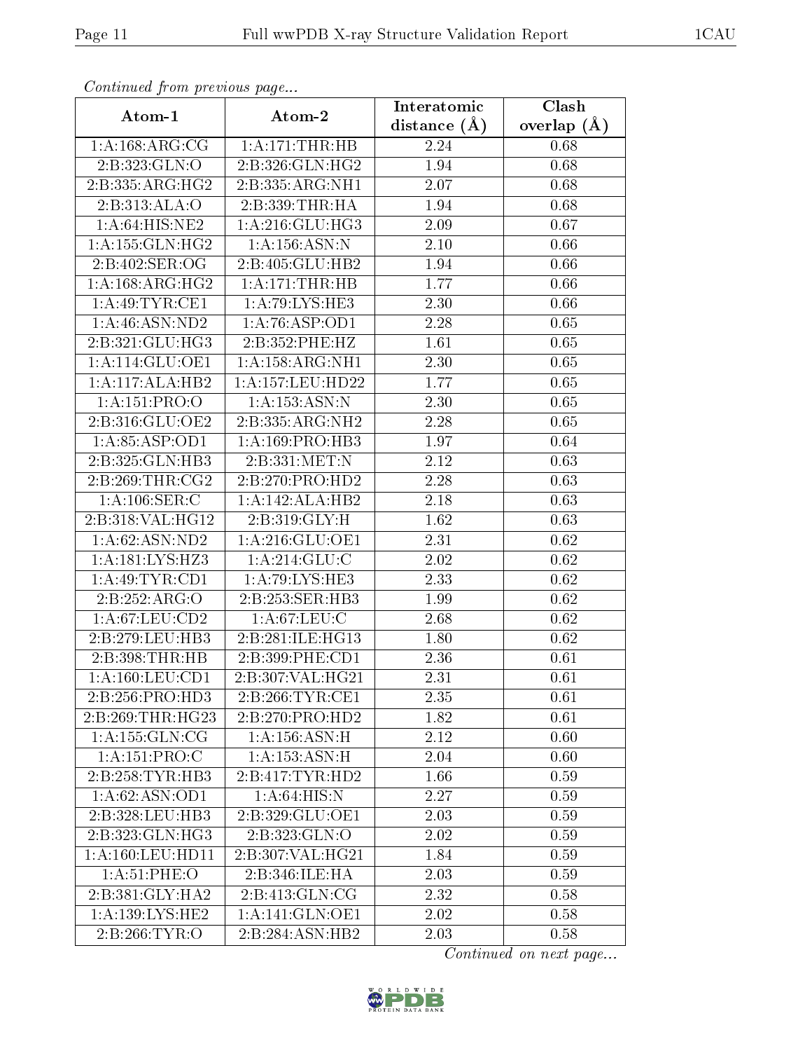*Continued from previous page...*

| Atom-1 | Atom-2 | Interatomic distance (Å) | Clash overlap (Å) |
|---|---|---|---|
| 1:A:168:ARG:CG | 1:A:171:THR:HB | 2.24 | 0.68 |
| 2:B:323:GLN:O | 2:B:326:GLN:HG2 | 1.94 | 0.68 |
| 2:B:335:ARG:HG2 | 2:B:335:ARG:NH1 | 2.07 | 0.68 |
| 2:B:313:ALA:O | 2:B:339:THR:HA | 1.94 | 0.68 |
| 1:A:64:HIS:NE2 | 1:A:216:GLU:HG3 | 2.09 | 0.67 |
| 1:A:155:GLN:HG2 | 1:A:156:ASN:N | 2.10 | 0.66 |
| 2:B:402:SER:OG | 2:B:405:GLU:HB2 | 1.94 | 0.66 |
| 1:A:168:ARG:HG2 | 1:A:171:THR:HB | 1.77 | 0.66 |
| 1:A:49:TYR:CE1 | 1:A:79:LYS:HE3 | 2.30 | 0.66 |
| 1:A:46:ASN:ND2 | 1:A:76:ASP:OD1 | 2.28 | 0.65 |
| 2:B:321:GLU:HG3 | 2:B:352:PHE:HZ | 1.61 | 0.65 |
| 1:A:114:GLU:OE1 | 1:A:158:ARG:NH1 | 2.30 | 0.65 |
| 1:A:117:ALA:HB2 | 1:A:157:LEU:HD22 | 1.77 | 0.65 |
| 1:A:151:PRO:O | 1:A:153:ASN:N | 2.30 | 0.65 |
| 2:B:316:GLU:OE2 | 2:B:335:ARG:NH2 | 2.28 | 0.65 |
| 1:A:85:ASP:OD1 | 1:A:169:PRO:HB3 | 1.97 | 0.64 |
| 2:B:325:GLN:HB3 | 2:B:331:MET:N | 2.12 | 0.63 |
| 2:B:269:THR:CG2 | 2:B:270:PRO:HD2 | 2.28 | 0.63 |
| 1:A:106:SER:C | 1:A:142:ALA:HB2 | 2.18 | 0.63 |
| 2:B:318:VAL:HG12 | 2:B:319:GLY:H | 1.62 | 0.63 |
| 1:A:62:ASN:ND2 | 1:A:216:GLU:OE1 | 2.31 | 0.62 |
| 1:A:181:LYS:HZ3 | 1:A:214:GLU:C | 2.02 | 0.62 |
| 1:A:49:TYR:CD1 | 1:A:79:LYS:HE3 | 2.33 | 0.62 |
| 2:B:252:ARG:O | 2:B:253:SER:HB3 | 1.99 | 0.62 |
| 1:A:67:LEU:CD2 | 1:A:67:LEU:C | 2.68 | 0.62 |
| 2:B:279:LEU:HB3 | 2:B:281:ILE:HG13 | 1.80 | 0.62 |
| 2:B:398:THR:HB | 2:B:399:PHE:CD1 | 2.36 | 0.61 |
| 1:A:160:LEU:CD1 | 2:B:307:VAL:HG21 | 2.31 | 0.61 |
| 2:B:256:PRO:HD3 | 2:B:266:TYR:CE1 | 2.35 | 0.61 |
| 2:B:269:THR:HG23 | 2:B:270:PRO:HD2 | 1.82 | 0.61 |
| 1:A:155:GLN:CG | 1:A:156:ASN:H | 2.12 | 0.60 |
| 1:A:151:PRO:C | 1:A:153:ASN:H | 2.04 | 0.60 |
| 2:B:258:TYR:HB3 | 2:B:417:TYR:HD2 | 1.66 | 0.59 |
| 1:A:62:ASN:OD1 | 1:A:64:HIS:N | 2.27 | 0.59 |
| 2:B:328:LEU:HB3 | 2:B:329:GLU:OE1 | 2.03 | 0.59 |
| 2:B:323:GLN:HG3 | 2:B:323:GLN:O | 2.02 | 0.59 |
| 1:A:160:LEU:HD11 | 2:B:307:VAL:HG21 | 1.84 | 0.59 |
| 1:A:51:PHE:O | 2:B:346:ILE:HA | 2.03 | 0.59 |
| 2:B:381:GLY:HA2 | 2:B:413:GLN:CG | 2.32 | 0.58 |
| 1:A:139:LYS:HE2 | 1:A:141:GLN:OE1 | 2.02 | 0.58 |
| 2:B:266:TYR:O | 2:B:284:ASN:HB2 | 2.03 | 0.58 |

*Continued on next page...*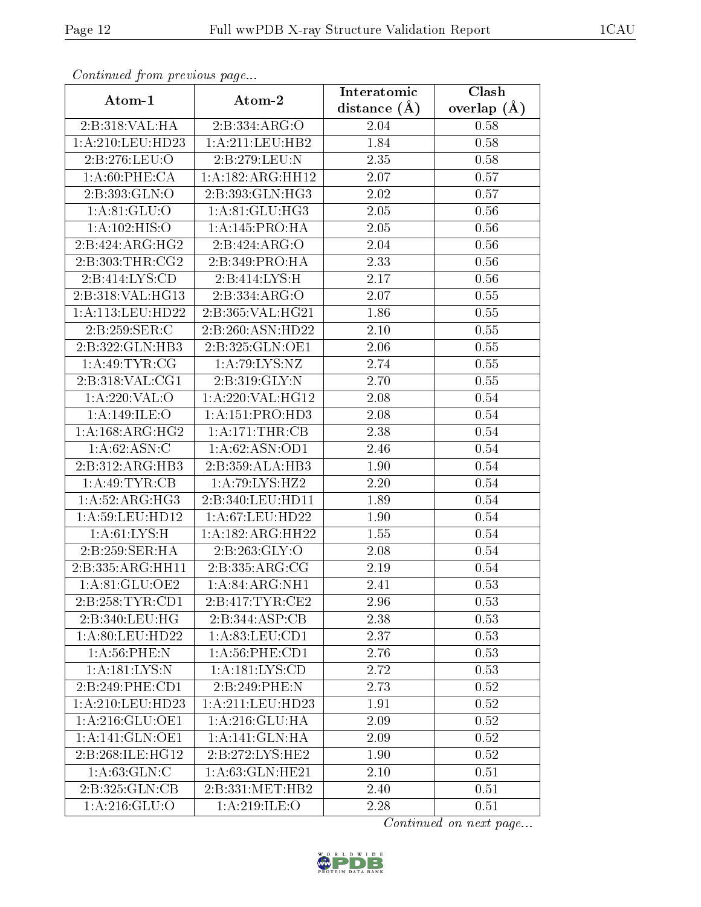*Continued from previous page...*

| Atom-1 | Atom-2 | Interatomic distance (Å) | Clash overlap (Å) |
|---|---|---|---|
| 2:B:318:VAL:HA | 2:B:334:ARG:O | 2.04 | 0.58 |
| 1:A:210:LEU:HD23 | 1:A:211:LEU:HB2 | 1.84 | 0.58 |
| 2:B:276:LEU:O | 2:B:279:LEU:N | 2.35 | 0.58 |
| 1:A:60:PHE:CA | 1:A:182:ARG:HH12 | 2.07 | 0.57 |
| 2:B:393:GLN:O | 2:B:393:GLN:HG3 | 2.02 | 0.57 |
| 1:A:81:GLU:O | 1:A:81:GLU:HG3 | 2.05 | 0.56 |
| 1:A:102:HIS:O | 1:A:145:PRO:HA | 2.05 | 0.56 |
| 2:B:424:ARG:HG2 | 2:B:424:ARG:O | 2.04 | 0.56 |
| 2:B:303:THR:CG2 | 2:B:349:PRO:HA | 2.33 | 0.56 |
| 2:B:414:LYS:CD | 2:B:414:LYS:H | 2.17 | 0.56 |
| 2:B:318:VAL:HG13 | 2:B:334:ARG:O | 2.07 | 0.55 |
| 1:A:113:LEU:HD22 | 2:B:365:VAL:HG21 | 1.86 | 0.55 |
| 2:B:259:SER:C | 2:B:260:ASN:HD22 | 2.10 | 0.55 |
| 2:B:322:GLN:HB3 | 2:B:325:GLN:OE1 | 2.06 | 0.55 |
| 1:A:49:TYR:CG | 1:A:79:LYS:NZ | 2.74 | 0.55 |
| 2:B:318:VAL:CG1 | 2:B:319:GLY:N | 2.70 | 0.55 |
| 1:A:220:VAL:O | 1:A:220:VAL:HG12 | 2.08 | 0.54 |
| 1:A:149:ILE:O | 1:A:151:PRO:HD3 | 2.08 | 0.54 |
| 1:A:168:ARG:HG2 | 1:A:171:THR:CB | 2.38 | 0.54 |
| 1:A:62:ASN:C | 1:A:62:ASN:OD1 | 2.46 | 0.54 |
| 2:B:312:ARG:HB3 | 2:B:359:ALA:HB3 | 1.90 | 0.54 |
| 1:A:49:TYR:CB | 1:A:79:LYS:HZ2 | 2.20 | 0.54 |
| 1:A:52:ARG:HG3 | 2:B:340:LEU:HD11 | 1.89 | 0.54 |
| 1:A:59:LEU:HD12 | 1:A:67:LEU:HD22 | 1.90 | 0.54 |
| 1:A:61:LYS:H | 1:A:182:ARG:HH22 | 1.55 | 0.54 |
| 2:B:259:SER:HA | 2:B:263:GLY:O | 2.08 | 0.54 |
| 2:B:335:ARG:HH11 | 2:B:335:ARG:CG | 2.19 | 0.54 |
| 1:A:81:GLU:OE2 | 1:A:84:ARG:NH1 | 2.41 | 0.53 |
| 2:B:258:TYR:CD1 | 2:B:417:TYR:CE2 | 2.96 | 0.53 |
| 2:B:340:LEU:HG | 2:B:344:ASP:CB | 2.38 | 0.53 |
| 1:A:80:LEU:HD22 | 1:A:83:LEU:CD1 | 2.37 | 0.53 |
| 1:A:56:PHE:N | 1:A:56:PHE:CD1 | 2.76 | 0.53 |
| 1:A:181:LYS:N | 1:A:181:LYS:CD | 2.72 | 0.53 |
| 2:B:249:PHE:CD1 | 2:B:249:PHE:N | 2.73 | 0.52 |
| 1:A:210:LEU:HD23 | 1:A:211:LEU:HD23 | 1.91 | 0.52 |
| 1:A:216:GLU:OE1 | 1:A:216:GLU:HA | 2.09 | 0.52 |
| 1:A:141:GLN:OE1 | 1:A:141:GLN:HA | 2.09 | 0.52 |
| 2:B:268:ILE:HG12 | 2:B:272:LYS:HE2 | 1.90 | 0.52 |
| 1:A:63:GLN:C | 1:A:63:GLN:HE21 | 2.10 | 0.51 |
| 2:B:325:GLN:CB | 2:B:331:MET:HB2 | 2.40 | 0.51 |
| 1:A:216:GLU:O | 1:A:219:ILE:O | 2.28 | 0.51 |

*Continued on next page...*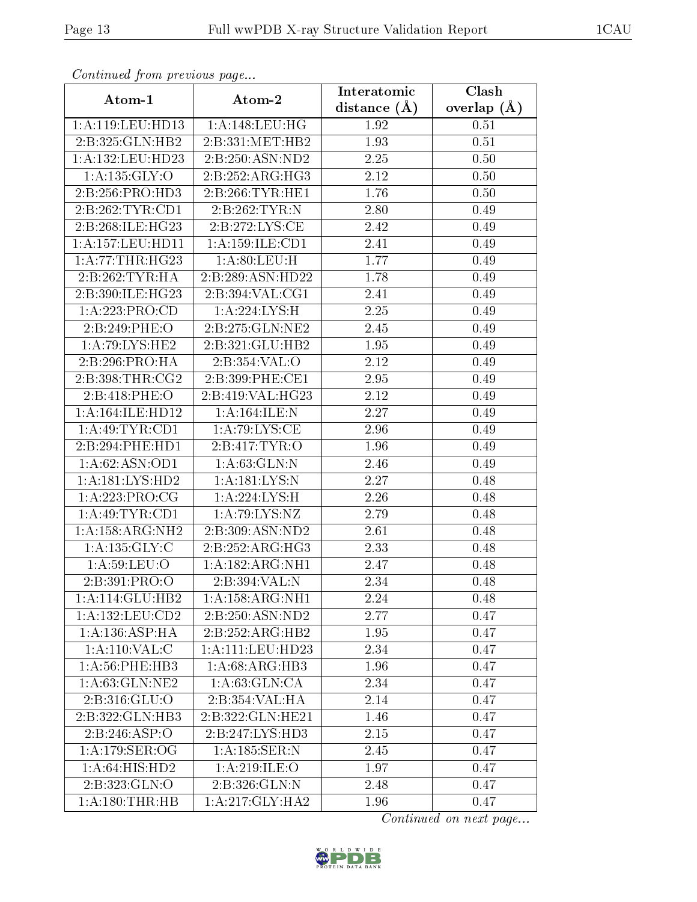*Continued from previous page...*

| Atom-1 | Atom-2 | Interatomic distance (Å) | Clash overlap (Å) |
|---|---|---|---|
| 1:A:119:LEU:HD13 | 1:A:148:LEU:HG | 1.92 | 0.51 |
| 2:B:325:GLN:HB2 | 2:B:331:MET:HB2 | 1.93 | 0.51 |
| 1:A:132:LEU:HD23 | 2:B:250:ASN:ND2 | 2.25 | 0.50 |
| 1:A:135:GLY:O | 2:B:252:ARG:HG3 | 2.12 | 0.50 |
| 2:B:256:PRO:HD3 | 2:B:266:TYR:HE1 | 1.76 | 0.50 |
| 2:B:262:TYR:CD1 | 2:B:262:TYR:N | 2.80 | 0.49 |
| 2:B:268:ILE:HG23 | 2:B:272:LYS:CE | 2.42 | 0.49 |
| 1:A:157:LEU:HD11 | 1:A:159:ILE:CD1 | 2.41 | 0.49 |
| 1:A:77:THR:HG23 | 1:A:80:LEU:H | 1.77 | 0.49 |
| 2:B:262:TYR:HA | 2:B:289:ASN:HD22 | 1.78 | 0.49 |
| 2:B:390:ILE:HG23 | 2:B:394:VAL:CG1 | 2.41 | 0.49 |
| 1:A:223:PRO:CD | 1:A:224:LYS:H | 2.25 | 0.49 |
| 2:B:249:PHE:O | 2:B:275:GLN:NE2 | 2.45 | 0.49 |
| 1:A:79:LYS:HE2 | 2:B:321:GLU:HB2 | 1.95 | 0.49 |
| 2:B:296:PRO:HA | 2:B:354:VAL:O | 2.12 | 0.49 |
| 2:B:398:THR:CG2 | 2:B:399:PHE:CE1 | 2.95 | 0.49 |
| 2:B:418:PHE:O | 2:B:419:VAL:HG23 | 2.12 | 0.49 |
| 1:A:164:ILE:HD12 | 1:A:164:ILE:N | 2.27 | 0.49 |
| 1:A:49:TYR:CD1 | 1:A:79:LYS:CE | 2.96 | 0.49 |
| 2:B:294:PHE:HD1 | 2:B:417:TYR:O | 1.96 | 0.49 |
| 1:A:62:ASN:OD1 | 1:A:63:GLN:N | 2.46 | 0.49 |
| 1:A:181:LYS:HD2 | 1:A:181:LYS:N | 2.27 | 0.48 |
| 1:A:223:PRO:CG | 1:A:224:LYS:H | 2.26 | 0.48 |
| 1:A:49:TYR:CD1 | 1:A:79:LYS:NZ | 2.79 | 0.48 |
| 1:A:158:ARG:NH2 | 2:B:309:ASN:ND2 | 2.61 | 0.48 |
| 1:A:135:GLY:C | 2:B:252:ARG:HG3 | 2.33 | 0.48 |
| 1:A:59:LEU:O | 1:A:182:ARG:NH1 | 2.47 | 0.48 |
| 2:B:391:PRO:O | 2:B:394:VAL:N | 2.34 | 0.48 |
| 1:A:114:GLU:HB2 | 1:A:158:ARG:NH1 | 2.24 | 0.48 |
| 1:A:132:LEU:CD2 | 2:B:250:ASN:ND2 | 2.77 | 0.47 |
| 1:A:136:ASP:HA | 2:B:252:ARG:HB2 | 1.95 | 0.47 |
| 1:A:110:VAL:C | 1:A:111:LEU:HD23 | 2.34 | 0.47 |
| 1:A:56:PHE:HB3 | 1:A:68:ARG:HB3 | 1.96 | 0.47 |
| 1:A:63:GLN:NE2 | 1:A:63:GLN:CA | 2.34 | 0.47 |
| 2:B:316:GLU:O | 2:B:354:VAL:HA | 2.14 | 0.47 |
| 2:B:322:GLN:HB3 | 2:B:322:GLN:HE21 | 1.46 | 0.47 |
| 2:B:246:ASP:O | 2:B:247:LYS:HD3 | 2.15 | 0.47 |
| 1:A:179:SER:OG | 1:A:185:SER:N | 2.45 | 0.47 |
| 1:A:64:HIS:HD2 | 1:A:219:ILE:O | 1.97 | 0.47 |
| 2:B:323:GLN:O | 2:B:326:GLN:N | 2.48 | 0.47 |
| 1:A:180:THR:HB | 1:A:217:GLY:HA2 | 1.96 | 0.47 |

*Continued on next page...*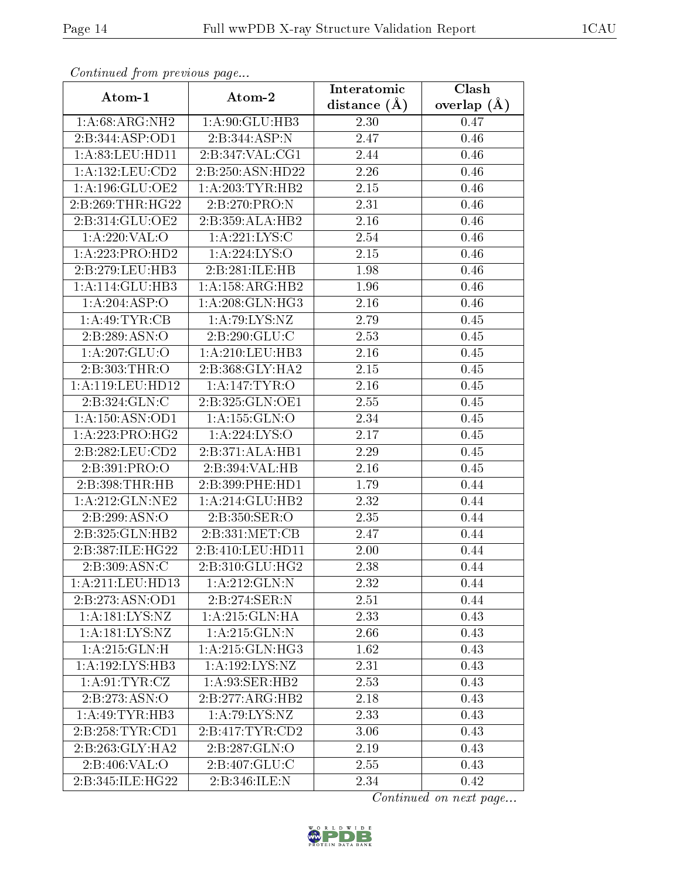*Continued from previous page...*

| Atom-1 | Atom-2 | Interatomic distance (Å) | Clash overlap (Å) |
|---|---|---|---|
| 1:A:68:ARG:NH2 | 1:A:90:GLU:HB3 | 2.30 | 0.47 |
| 2:B:344:ASP:OD1 | 2:B:344:ASP:N | 2.47 | 0.46 |
| 1:A:83:LEU:HD11 | 2:B:347:VAL:CG1 | 2.44 | 0.46 |
| 1:A:132:LEU:CD2 | 2:B:250:ASN:HD22 | 2.26 | 0.46 |
| 1:A:196:GLU:OE2 | 1:A:203:TYR:HB2 | 2.15 | 0.46 |
| 2:B:269:THR:HG22 | 2:B:270:PRO:N | 2.31 | 0.46 |
| 2:B:314:GLU:OE2 | 2:B:359:ALA:HB2 | 2.16 | 0.46 |
| 1:A:220:VAL:O | 1:A:221:LYS:C | 2.54 | 0.46 |
| 1:A:223:PRO:HD2 | 1:A:224:LYS:O | 2.15 | 0.46 |
| 2:B:279:LEU:HB3 | 2:B:281:ILE:HB | 1.98 | 0.46 |
| 1:A:114:GLU:HB3 | 1:A:158:ARG:HB2 | 1.96 | 0.46 |
| 1:A:204:ASP:O | 1:A:208:GLN:HG3 | 2.16 | 0.46 |
| 1:A:49:TYR:CB | 1:A:79:LYS:NZ | 2.79 | 0.45 |
| 2:B:289:ASN:O | 2:B:290:GLU:C | 2.53 | 0.45 |
| 1:A:207:GLU:O | 1:A:210:LEU:HB3 | 2.16 | 0.45 |
| 2:B:303:THR:O | 2:B:368:GLY:HA2 | 2.15 | 0.45 |
| 1:A:119:LEU:HD12 | 1:A:147:TYR:O | 2.16 | 0.45 |
| 2:B:324:GLN:C | 2:B:325:GLN:OE1 | 2.55 | 0.45 |
| 1:A:150:ASN:OD1 | 1:A:155:GLN:O | 2.34 | 0.45 |
| 1:A:223:PRO:HG2 | 1:A:224:LYS:O | 2.17 | 0.45 |
| 2:B:282:LEU:CD2 | 2:B:371:ALA:HB1 | 2.29 | 0.45 |
| 2:B:391:PRO:O | 2:B:394:VAL:HB | 2.16 | 0.45 |
| 2:B:398:THR:HB | 2:B:399:PHE:HD1 | 1.79 | 0.44 |
| 1:A:212:GLN:NE2 | 1:A:214:GLU:HB2 | 2.32 | 0.44 |
| 2:B:299:ASN:O | 2:B:350:SER:O | 2.35 | 0.44 |
| 2:B:325:GLN:HB2 | 2:B:331:MET:CB | 2.47 | 0.44 |
| 2:B:387:ILE:HG22 | 2:B:410:LEU:HD11 | 2.00 | 0.44 |
| 2:B:309:ASN:C | 2:B:310:GLU:HG2 | 2.38 | 0.44 |
| 1:A:211:LEU:HD13 | 1:A:212:GLN:N | 2.32 | 0.44 |
| 2:B:273:ASN:OD1 | 2:B:274:SER:N | 2.51 | 0.44 |
| 1:A:181:LYS:NZ | 1:A:215:GLN:HA | 2.33 | 0.43 |
| 1:A:181:LYS:NZ | 1:A:215:GLN:N | 2.66 | 0.43 |
| 1:A:215:GLN:H | 1:A:215:GLN:HG3 | 1.62 | 0.43 |
| 1:A:192:LYS:HB3 | 1:A:192:LYS:NZ | 2.31 | 0.43 |
| 1:A:91:TYR:CZ | 1:A:93:SER:HB2 | 2.53 | 0.43 |
| 2:B:273:ASN:O | 2:B:277:ARG:HB2 | 2.18 | 0.43 |
| 1:A:49:TYR:HB3 | 1:A:79:LYS:NZ | 2.33 | 0.43 |
| 2:B:258:TYR:CD1 | 2:B:417:TYR:CD2 | 3.06 | 0.43 |
| 2:B:263:GLY:HA2 | 2:B:287:GLN:O | 2.19 | 0.43 |
| 2:B:406:VAL:O | 2:B:407:GLU:C | 2.55 | 0.43 |
| 2:B:345:ILE:HG22 | 2:B:346:ILE:N | 2.34 | 0.42 |

*Continued on next page...*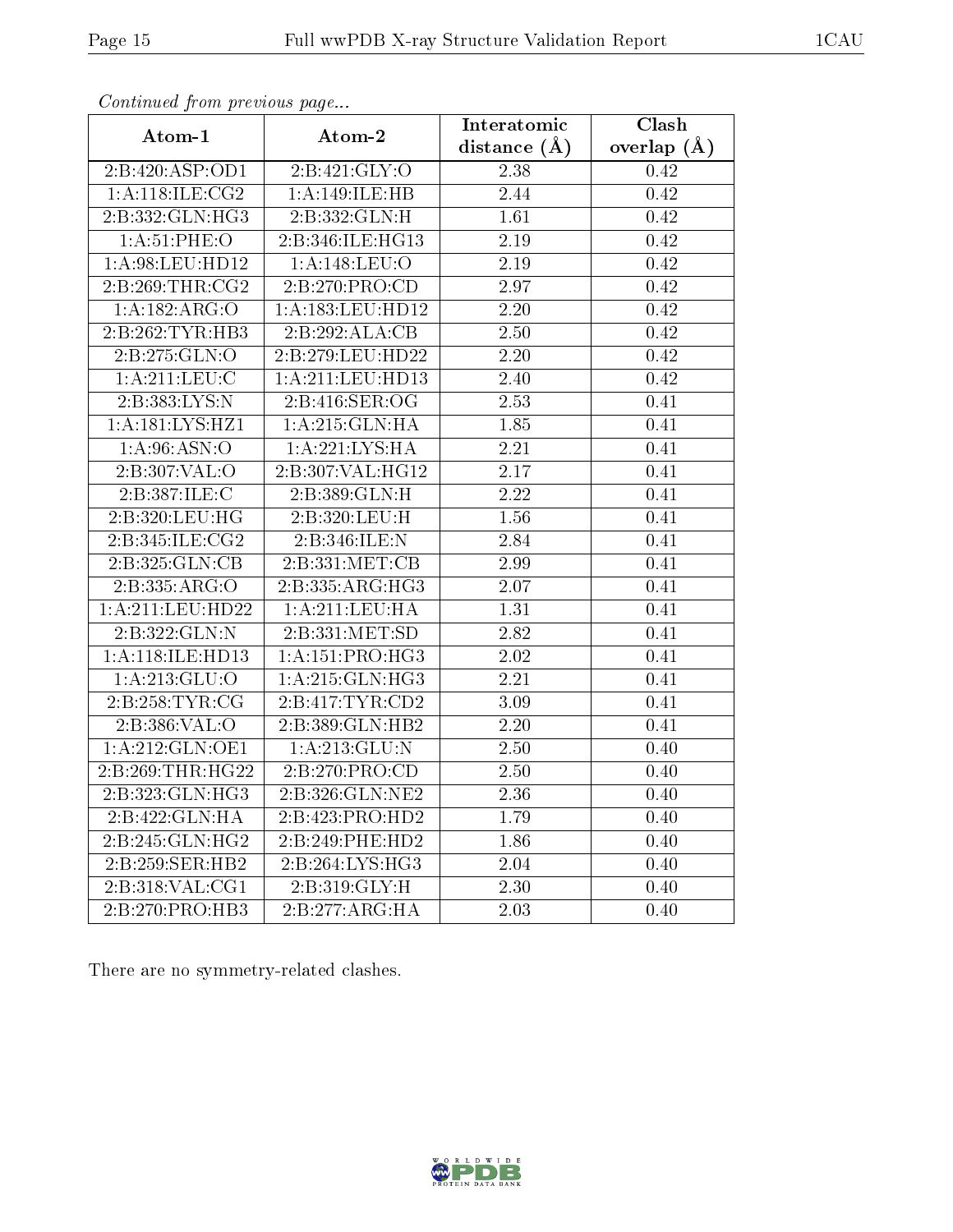*Continued from previous page...*

| Atom-1 | Atom-2 | Interatomic distance (Å) | Clash overlap (Å) |
|---|---|---|---|
| 2:B:420:ASP:OD1 | 2:B:421:GLY:O | 2.38 | 0.42 |
| 1:A:118:ILE:CG2 | 1:A:149:ILE:HB | 2.44 | 0.42 |
| 2:B:332:GLN:HG3 | 2:B:332:GLN:H | 1.61 | 0.42 |
| 1:A:51:PHE:O | 2:B:346:ILE:HG13 | 2.19 | 0.42 |
| 1:A:98:LEU:HD12 | 1:A:148:LEU:O | 2.19 | 0.42 |
| 2:B:269:THR:CG2 | 2:B:270:PRO:CD | 2.97 | 0.42 |
| 1:A:182:ARG:O | 1:A:183:LEU:HD12 | 2.20 | 0.42 |
| 2:B:262:TYR:HB3 | 2:B:292:ALA:CB | 2.50 | 0.42 |
| 2:B:275:GLN:O | 2:B:279:LEU:HD22 | 2.20 | 0.42 |
| 1:A:211:LEU:C | 1:A:211:LEU:HD13 | 2.40 | 0.42 |
| 2:B:383:LYS:N | 2:B:416:SER:OG | 2.53 | 0.41 |
| 1:A:181:LYS:HZ1 | 1:A:215:GLN:HA | 1.85 | 0.41 |
| 1:A:96:ASN:O | 1:A:221:LYS:HA | 2.21 | 0.41 |
| 2:B:307:VAL:O | 2:B:307:VAL:HG12 | 2.17 | 0.41 |
| 2:B:387:ILE:C | 2:B:389:GLN:H | 2.22 | 0.41 |
| 2:B:320:LEU:HG | 2:B:320:LEU:H | 1.56 | 0.41 |
| 2:B:345:ILE:CG2 | 2:B:346:ILE:N | 2.84 | 0.41 |
| 2:B:325:GLN:CB | 2:B:331:MET:CB | 2.99 | 0.41 |
| 2:B:335:ARG:O | 2:B:335:ARG:HG3 | 2.07 | 0.41 |
| 1:A:211:LEU:HD22 | 1:A:211:LEU:HA | 1.31 | 0.41 |
| 2:B:322:GLN:N | 2:B:331:MET:SD | 2.82 | 0.41 |
| 1:A:118:ILE:HD13 | 1:A:151:PRO:HG3 | 2.02 | 0.41 |
| 1:A:213:GLU:O | 1:A:215:GLN:HG3 | 2.21 | 0.41 |
| 2:B:258:TYR:CG | 2:B:417:TYR:CD2 | 3.09 | 0.41 |
| 2:B:386:VAL:O | 2:B:389:GLN:HB2 | 2.20 | 0.41 |
| 1:A:212:GLN:OE1 | 1:A:213:GLU:N | 2.50 | 0.40 |
| 2:B:269:THR:HG22 | 2:B:270:PRO:CD | 2.50 | 0.40 |
| 2:B:323:GLN:HG3 | 2:B:326:GLN:NE2 | 2.36 | 0.40 |
| 2:B:422:GLN:HA | 2:B:423:PRO:HD2 | 1.79 | 0.40 |
| 2:B:245:GLN:HG2 | 2:B:249:PHE:HD2 | 1.86 | 0.40 |
| 2:B:259:SER:HB2 | 2:B:264:LYS:HG3 | 2.04 | 0.40 |
| 2:B:318:VAL:CG1 | 2:B:319:GLY:H | 2.30 | 0.40 |
| 2:B:270:PRO:HB3 | 2:B:277:ARG:HA | 2.03 | 0.40 |

There are no symmetry-related clashes.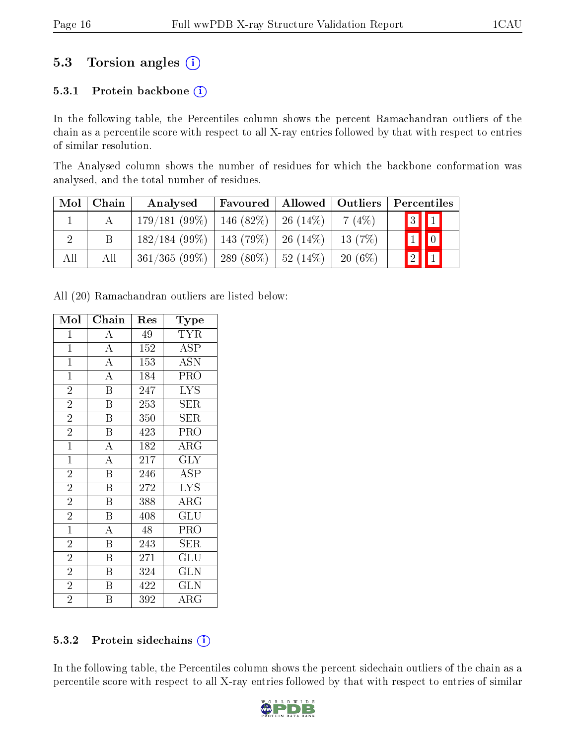## 5.3 Torsion angles (i)

### 5.3.1 Protein backbone (i)

In the following table, the Percentiles column shows the percent Ramachandran outliers of the chain as a percentile score with respect to all X-ray entries followed by that with respect to entries of similar resolution.

The Analysed column shows the number of residues for which the backbone conformation was analysed, and the total number of residues.

| Mol | Chain | Analysed | Favoured | Allowed | Outliers | Percentiles | |
|---|---|---|---|---|---|---|---|
| 1 | A | 179/181 (99%) | 146 (82%) | 26 (14%) | 7 (4%) | 3 | 1 |
| 2 | B | 182/184 (99%) | 143 (79%) | 26 (14%) | 13 (7%) | 1 | 0 |
| All | All | 361/365 (99%) | 289 (80%) | 52 (14%) | 20 (6%) | 2 | 1 |

All (20) Ramachandran outliers are listed below:

| Mol | Chain | Res | Type |
|---|---|---|---|
| 1 | A | 49 | TYR |
| 1 | A | 152 | ASP |
| 1 | A | 153 | ASN |
| 1 | A | 184 | PRO |
| 2 | B | 247 | LYS |
| 2 | B | 253 | SER |
| 2 | B | 350 | SER |
| 2 | B | 423 | PRO |
| 1 | A | 182 | ARG |
| 1 | A | 217 | GLY |
| 2 | B | 246 | ASP |
| 2 | B | 272 | LYS |
| 2 | B | 388 | ARG |
| 2 | B | 408 | GLU |
| 1 | A | 48 | PRO |
| 2 | B | 243 | SER |
| 2 | B | 271 | GLU |
| 2 | B | 324 | GLN |
| 2 | B | 422 | GLN |
| 2 | B | 392 | ARG |

### 5.3.2 Protein sidechains (i)

In the following table, the Percentiles column shows the percent sidechain outliers of the chain as a percentile score with respect to all X-ray entries followed by that with respect to entries of similar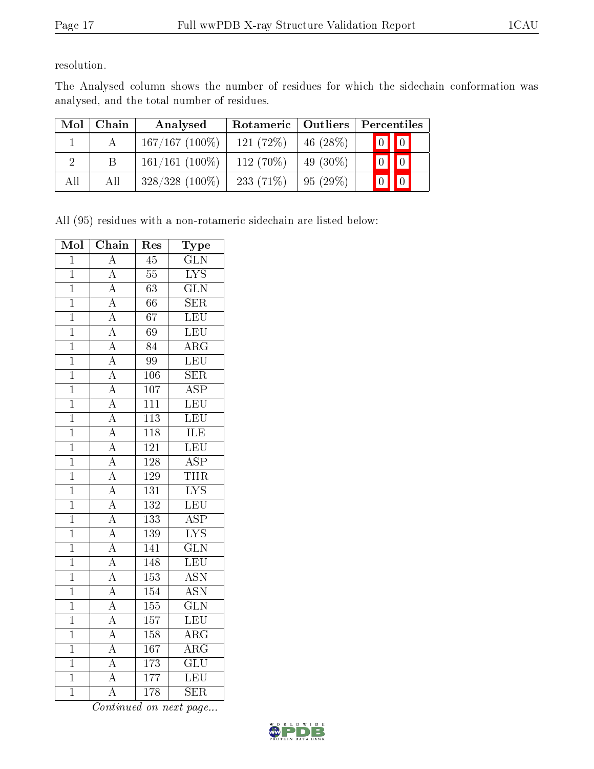resolution.

The Analysed column shows the number of residues for which the sidechain conformation was analysed, and the total number of residues.

| Mol | Chain | Analysed | Rotameric | Outliers | Percentiles | |
|---|---|---|---|---|---|---|
| 1 | A | 167/167 (100%) | 121 (72%) | 46 (28%) | 0 | 0 |
| 2 | B | 161/161 (100%) | 112 (70%) | 49 (30%) | 0 | 0 |
| All | All | 328/328 (100%) | 233 (71%) | 95 (29%) | 0 | 0 |

All (95) residues with a non-rotameric sidechain are listed below:

| Mol | Chain | Res | Type |
|---|---|---|---|
| 1 | A | 45 | GLN |
| 1 | A | 55 | LYS |
| 1 | A | 63 | GLN |
| 1 | A | 66 | SER |
| 1 | A | 67 | LEU |
| 1 | A | 69 | LEU |
| 1 | A | 84 | ARG |
| 1 | A | 99 | LEU |
| 1 | A | 106 | SER |
| 1 | A | 107 | ASP |
| 1 | A | 111 | LEU |
| 1 | A | 113 | LEU |
| 1 | A | 118 | ILE |
| 1 | A | 121 | LEU |
| 1 | A | 128 | ASP |
| 1 | A | 129 | THR |
| 1 | A | 131 | LYS |
| 1 | A | 132 | LEU |
| 1 | A | 133 | ASP |
| 1 | A | 139 | LYS |
| 1 | A | 141 | GLN |
| 1 | A | 148 | LEU |
| 1 | A | 153 | ASN |
| 1 | A | 154 | ASN |
| 1 | A | 155 | GLN |
| 1 | A | 157 | LEU |
| 1 | A | 158 | ARG |
| 1 | A | 167 | ARG |
| 1 | A | 173 | GLU |
| 1 | A | 177 | LEU |
| 1 | A | 178 | SER |

*Continued on next page...*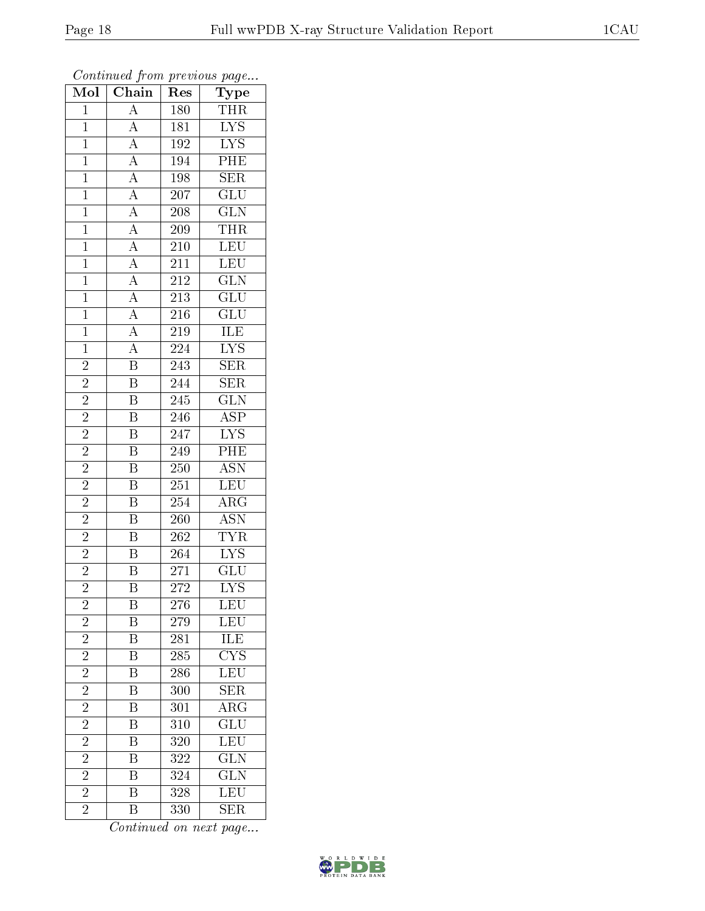*Continued from previous page...*

| Mol | Chain | Res | Type |
|---|---|---|---|
| 1 | A | 180 | THR |
| 1 | A | 181 | LYS |
| 1 | A | 192 | LYS |
| 1 | A | 194 | PHE |
| 1 | A | 198 | SER |
| 1 | A | 207 | GLU |
| 1 | A | 208 | GLN |
| 1 | A | 209 | THR |
| 1 | A | 210 | LEU |
| 1 | A | 211 | LEU |
| 1 | A | 212 | GLN |
| 1 | A | 213 | GLU |
| 1 | A | 216 | GLU |
| 1 | A | 219 | ILE |
| 1 | A | 224 | LYS |
| 2 | B | 243 | SER |
| 2 | B | 244 | SER |
| 2 | B | 245 | GLN |
| 2 | B | 246 | ASP |
| 2 | B | 247 | LYS |
| 2 | B | 249 | PHE |
| 2 | B | 250 | ASN |
| 2 | B | 251 | LEU |
| 2 | B | 254 | ARG |
| 2 | B | 260 | ASN |
| 2 | B | 262 | TYR |
| 2 | B | 264 | LYS |
| 2 | B | 271 | GLU |
| 2 | B | 272 | LYS |
| 2 | B | 276 | LEU |
| 2 | B | 279 | LEU |
| 2 | B | 281 | ILE |
| 2 | B | 285 | CYS |
| 2 | B | 286 | LEU |
| 2 | B | 300 | SER |
| 2 | B | 301 | ARG |
| 2 | B | 310 | GLU |
| 2 | B | 320 | LEU |
| 2 | B | 322 | GLN |
| 2 | B | 324 | GLN |
| 2 | B | 328 | LEU |
| 2 | B | 330 | SER |

*Continued on next page...*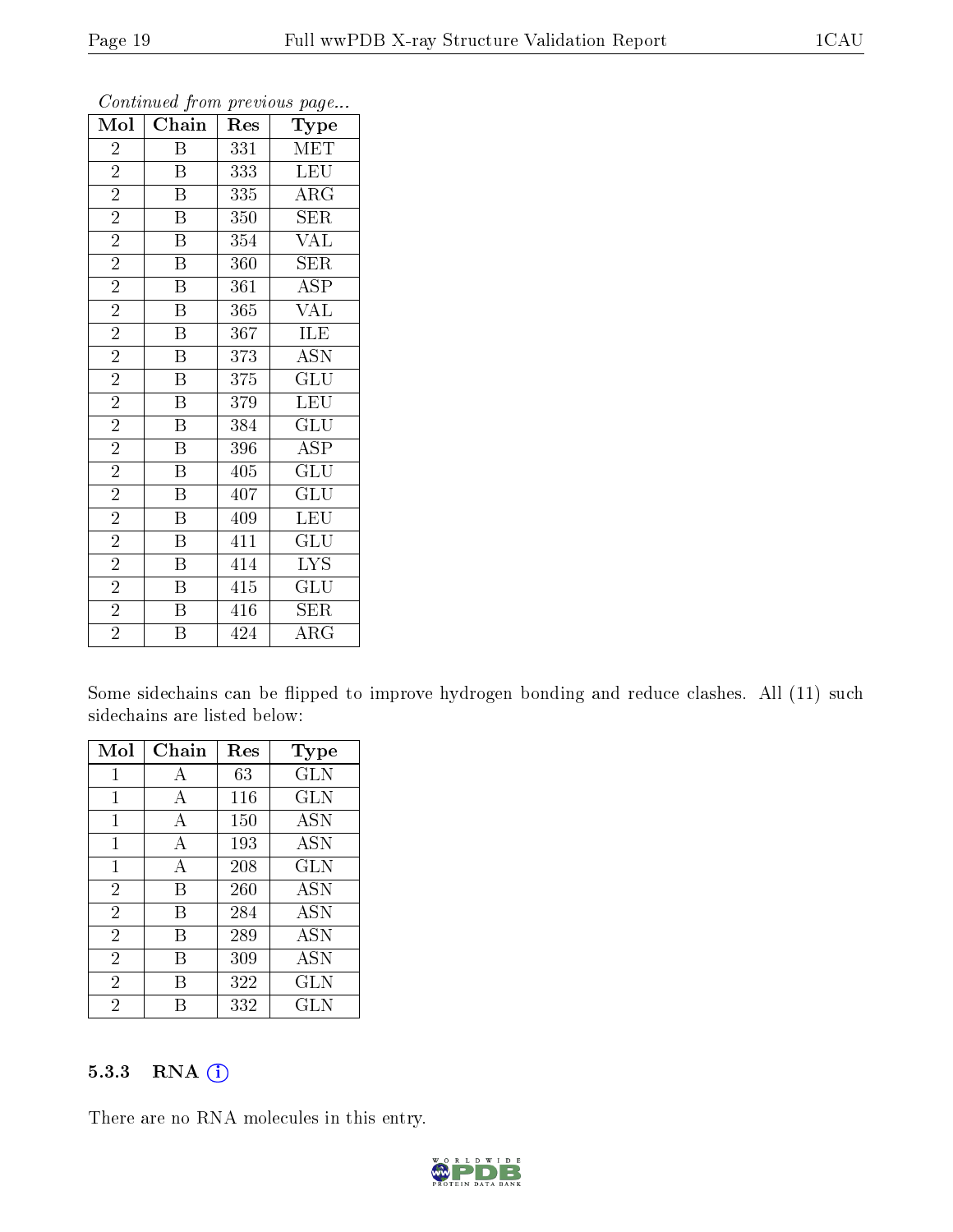*Continued from previous page...*

| Mol | Chain | Res | Type |
|---|---|---|---|
| 2 | B | 331 | MET |
| 2 | B | 333 | LEU |
| 2 | B | 335 | ARG |
| 2 | B | 350 | SER |
| 2 | B | 354 | VAL |
| 2 | B | 360 | SER |
| 2 | B | 361 | ASP |
| 2 | B | 365 | VAL |
| 2 | B | 367 | ILE |
| 2 | B | 373 | ASN |
| 2 | B | 375 | GLU |
| 2 | B | 379 | LEU |
| 2 | B | 384 | GLU |
| 2 | B | 396 | ASP |
| 2 | B | 405 | GLU |
| 2 | B | 407 | GLU |
| 2 | B | 409 | LEU |
| 2 | B | 411 | GLU |
| 2 | B | 414 | LYS |
| 2 | B | 415 | GLU |
| 2 | B | 416 | SER |
| 2 | B | 424 | ARG |

Some sidechains can be flipped to improve hydrogen bonding and reduce clashes. All (11) such sidechains are listed below:

| Mol | Chain | Res | Type |
|---|---|---|---|
| 1 | A | 63 | GLN |
| 1 | A | 116 | GLN |
| 1 | A | 150 | ASN |
| 1 | A | 193 | ASN |
| 1 | A | 208 | GLN |
| 2 | B | 260 | ASN |
| 2 | B | 284 | ASN |
| 2 | B | 289 | ASN |
| 2 | B | 309 | ASN |
| 2 | B | 322 | GLN |
| 2 | B | 332 | GLN |

### 5.3.3 RNA

There are no RNA molecules in this entry.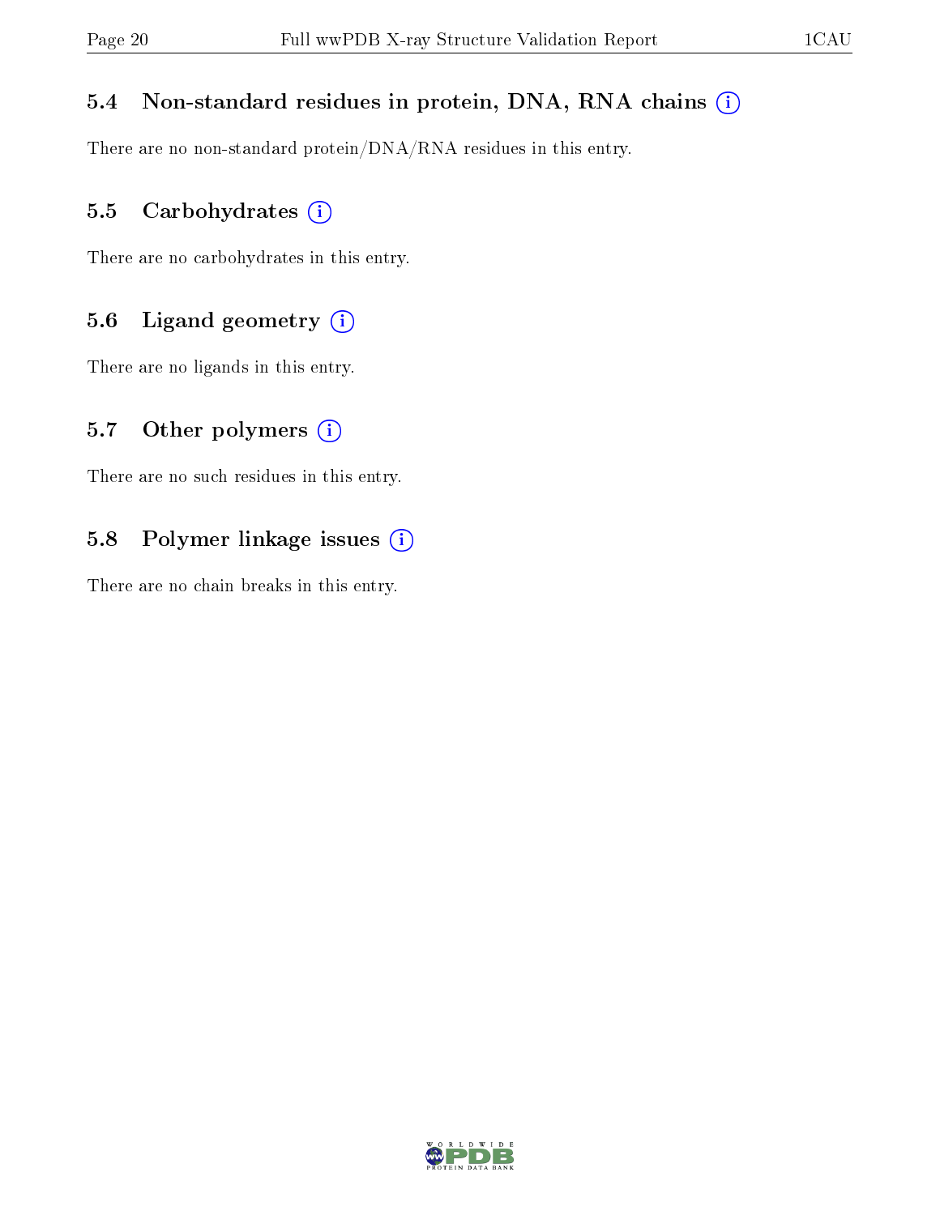### 5.4 Non-standard residues in protein, DNA, RNA chains (i)

There are no non-standard protein/DNA/RNA residues in this entry.

### 5.5 Carbohydrates (i)

There are no carbohydrates in this entry.

### 5.6 Ligand geometry (i)

There are no ligands in this entry.

### 5.7 Other polymers (i)

There are no such residues in this entry.

### 5.8 Polymer linkage issues (i)

There are no chain breaks in this entry.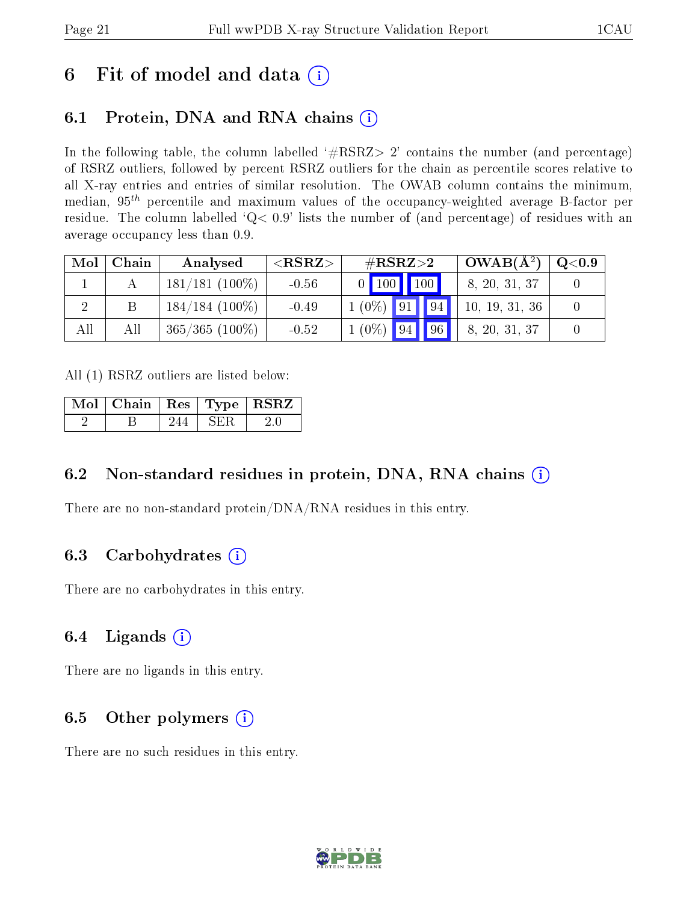# 6 Fit of model and data

## 6.1 Protein, DNA and RNA chains

In the following table, the column labelled '#RSRZ> 2' contains the number (and percentage) of RSRZ outliers, followed by percent RSRZ outliers for the chain as percentile scores relative to all X-ray entries and entries of similar resolution. The OWAB column contains the minimum, median, $95^{th}$ percentile and maximum values of the occupancy-weighted average B-factor per residue. The column labelled 'Q< 0.9' lists the number of (and percentage) of residues with an average occupancy less than 0.9.

| Mol | Chain | Analysed | <RSRZ> | #RSRZ>2 | | | OWAB(Å$^2$) | Q<0.9 |
|---|---|---|---|---|---|---|---|---|
| 1 | A | 181/181 (100%) | -0.56 | 0 | 100 | 100 | 8, 20, 31, 37 | 0 |
| 2 | B | 184/184 (100%) | -0.49 | 1 (0%) | 91 | 94 | 10, 19, 31, 36 | 0 |
| All | All | 365/365 (100%) | -0.52 | 1 (0%) | 94 | 96 | 8, 20, 31, 37 | 0 |

All (1) RSRZ outliers are listed below:

| Mol | Chain | Res | Type | RSRZ |
|---|---|---|---|---|
| 2 | B | 244 | SER | 2.0 |

## 6.2 Non-standard residues in protein, DNA, RNA chains

There are no non-standard protein/DNA/RNA residues in this entry.

## 6.3 Carbohydrates

There are no carbohydrates in this entry.

## 6.4 Ligands

There are no ligands in this entry.

## 6.5 Other polymers

There are no such residues in this entry.